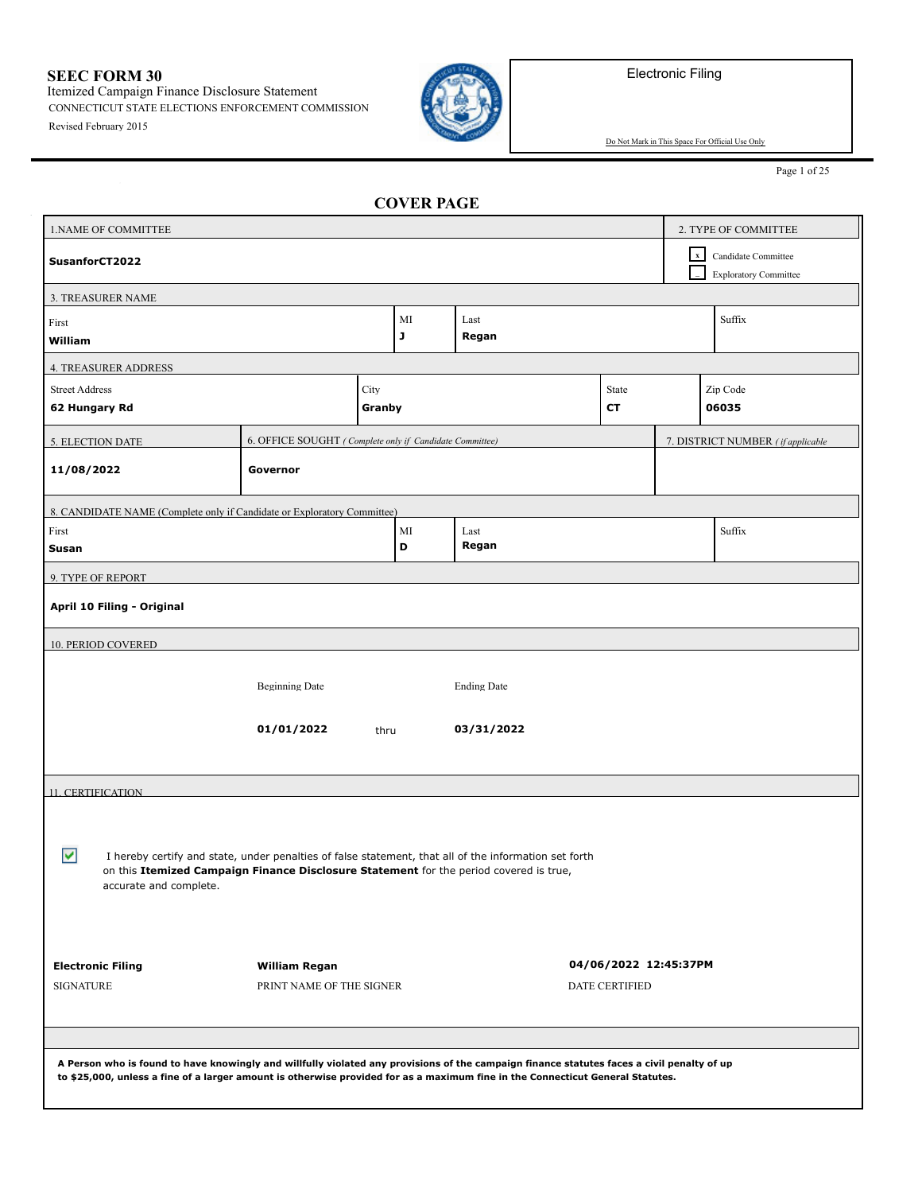# SEEC FORM 30

Itemized Campaign Finance Disclosure Statement

CONNECTICUT STATE ELECTIONS ENFORCEMENT COMMISSION

Revised February 2015

Electronic Filing

Do Not Mark in This Space For Official Use Only

## COVER PAGE

**1. NAME OF COMMITTEE**

**SusanforCT2022**

**2. TYPE OF COMMITTEE**

- [x] Candidate Committee
- [ ] Exploratory Committee

**3. TREASURER NAME**

| First | MI | Last | Suffix |
|---|---|---|---|
| **William** | **J** | **Regan** | |

**4. TREASURER ADDRESS**

| Street Address | City | State | Zip Code |
|---|---|---|---|
| **62 Hungary Rd** | **Granby** | **CT** | **06035** |

| 5. ELECTION DATE | 6. OFFICE SOUGHT *(Complete only if Candidate Committee)* | 7. DISTRICT NUMBER *(if applicable)* |
|---|---|---|
| **11/08/2022** | **Governor** | |

**8. CANDIDATE NAME (Complete only if Candidate or Exploratory Committee)**

| First | MI | Last | Suffix |
|---|---|---|---|
| **Susan** | **D** | **Regan** | |

**9. TYPE OF REPORT**

**April 10 Filing - Original**

**10. PERIOD COVERED**

| Beginning Date | | Ending Date |
|---|---|---|
| **01/01/2022** | thru | **03/31/2022** |

**11. CERTIFICATION**

- [x] I hereby certify and state, under penalties of false statement, that all of the information set forth on this **Itemized Campaign Finance Disclosure Statement** for the period covered is true, accurate and complete.

| SIGNATURE | PRINT NAME OF THE SIGNER | DATE CERTIFIED |
|---|---|---|
| **Electronic Filing** | **William Regan** | **04/06/2022 12:45:37PM** |

**A Person who is found to have knowingly and willfully violated any provisions of the campaign finance statutes faces a civil penalty of up to $25,000, unless a fine of a larger amount is otherwise provided for as a maximum fine in the Connecticut General Statutes.**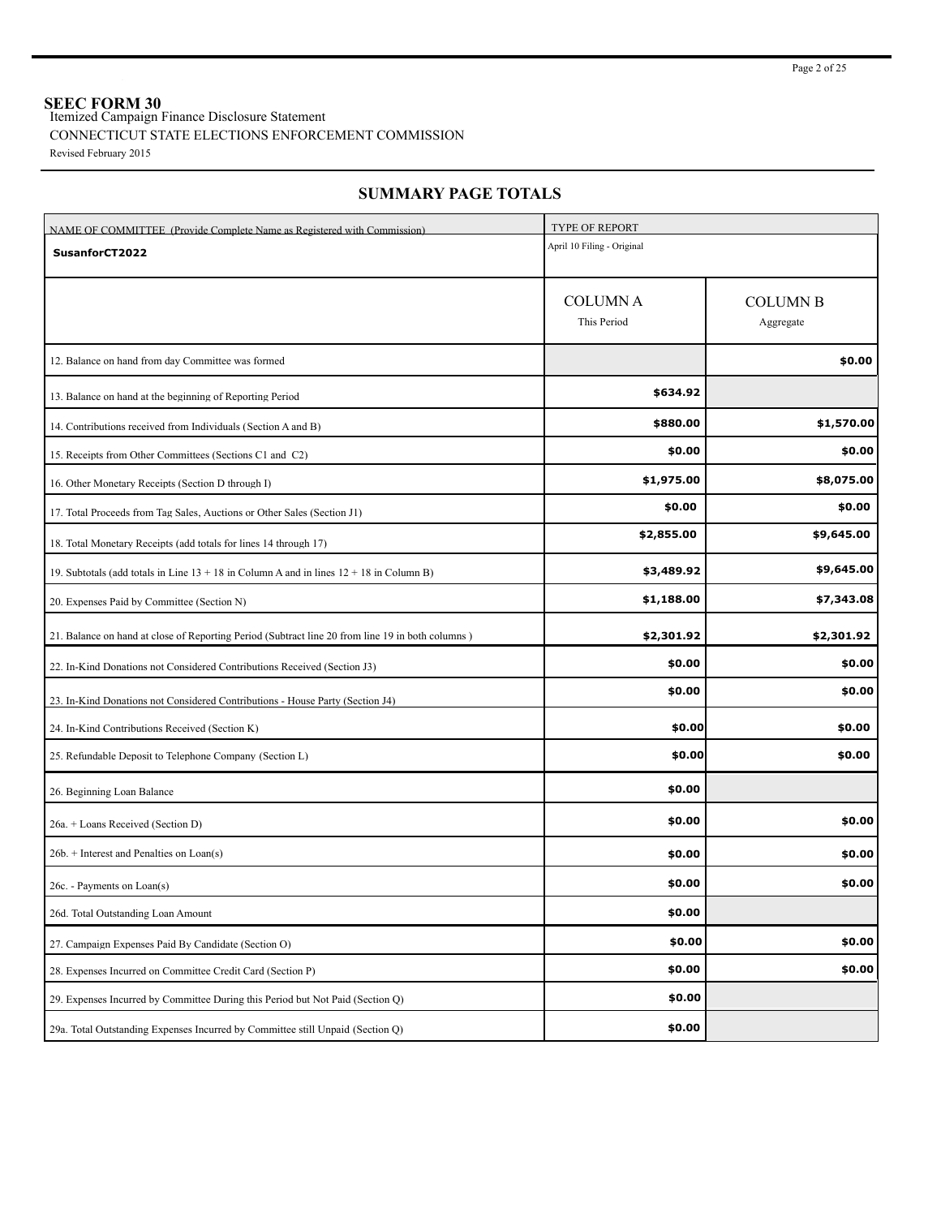**SEEC FORM 30**
Itemized Campaign Finance Disclosure Statement
CONNECTICUT STATE ELECTIONS ENFORCEMENT COMMISSION
Revised February 2015

## SUMMARY PAGE TOTALS

| NAME OF COMMITTEE (Provide Complete Name as Registered with Commission) | TYPE OF REPORT | |
|---|---|---|
| **SusanforCT2022** | April 10 Filing - Original | |
| | COLUMN A<br>This Period | COLUMN B<br>Aggregate |
| 12. Balance on hand from day Committee was formed | | **$0.00** |
| 13. Balance on hand at the beginning of Reporting Period | **$634.92** | |
| 14. Contributions received from Individuals (Section A and B) | **$880.00** | **$1,570.00** |
| 15. Receipts from Other Committees (Sections C1 and C2) | **$0.00** | **$0.00** |
| 16. Other Monetary Receipts (Section D through I) | **$1,975.00** | **$8,075.00** |
| 17. Total Proceeds from Tag Sales, Auctions or Other Sales (Section J1) | **$0.00** | **$0.00** |
| 18. Total Monetary Receipts (add totals for lines 14 through 17) | **$2,855.00** | **$9,645.00** |
| 19. Subtotals (add totals in Line 13 + 18 in Column A and in lines 12 + 18 in Column B) | **$3,489.92** | **$9,645.00** |
| 20. Expenses Paid by Committee (Section N) | **$1,188.00** | **$7,343.08** |
| 21. Balance on hand at close of Reporting Period (Subtract line 20 from line 19 in both columns ) | **$2,301.92** | **$2,301.92** |
| 22. In-Kind Donations not Considered Contributions Received (Section J3) | **$0.00** | **$0.00** |
| 23. In-Kind Donations not Considered Contributions - House Party (Section J4) | **$0.00** | **$0.00** |
| 24. In-Kind Contributions Received (Section K) | **$0.00** | **$0.00** |
| 25. Refundable Deposit to Telephone Company (Section L) | **$0.00** | **$0.00** |
| 26. Beginning Loan Balance | **$0.00** | |
| 26a. + Loans Received (Section D) | **$0.00** | **$0.00** |
| 26b. + Interest and Penalties on Loan(s) | **$0.00** | **$0.00** |
| 26c. - Payments on Loan(s) | **$0.00** | **$0.00** |
| 26d. Total Outstanding Loan Amount | **$0.00** | |
| 27. Campaign Expenses Paid By Candidate (Section O) | **$0.00** | **$0.00** |
| 28. Expenses Incurred on Committee Credit Card (Section P) | **$0.00** | **$0.00** |
| 29. Expenses Incurred by Committee During this Period but Not Paid (Section Q) | **$0.00** | |
| 29a. Total Outstanding Expenses Incurred by Committee still Unpaid (Section Q) | **$0.00** | |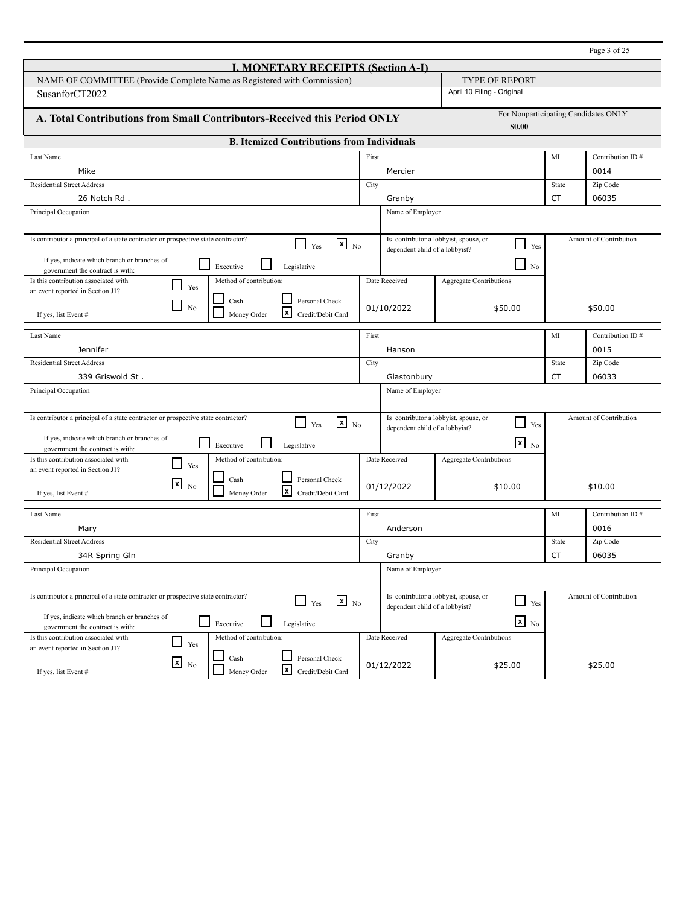# I. MONETARY RECEIPTS (Section A-I)

| NAME OF COMMITTEE (Provide Complete Name as Registered with Commission) | TYPE OF REPORT |
|---|---|
| SusanforCT2022 | April 10 Filing - Original |

## A. Total Contributions from Small Contributors-Received this Period ONLY

For Nonparticipating Candidates ONLY: **$0.00**

## B. Itemized Contributions from Individuals

| Field | Value |
|---|---|
| Last Name | Mike |
| First | Mercier |
| MI | |
| Contribution ID # | 0014 |
| Residential Street Address | 26 Notch Rd . |
| City | Granby |
| State | CT |
| Zip Code | 06035 |
| Principal Occupation | |
| Name of Employer | |
| Is contributor a principal of a state contractor or prospective state contractor? | [ ] Yes [x] No |
| If yes, indicate which branch or branches of government the contract is with: | [ ] Executive [ ] Legislative |
| Is contributor a lobbyist, spouse, or dependent child of a lobbyist? | [ ] Yes [ ] No |
| Is this contribution associated with an event reported in Section J1? | [ ] Yes [ ] No |
| If yes, list Event # | |
| Method of contribution | [ ] Cash [ ] Personal Check [ ] Money Order [x] Credit/Debit Card |
| Date Received | 01/10/2022 |
| Aggregate Contributions | $50.00 |
| Amount of Contribution | $50.00 |

| Field | Value |
|---|---|
| Last Name | Jennifer |
| First | Hanson |
| MI | |
| Contribution ID # | 0015 |
| Residential Street Address | 339 Griswold St . |
| City | Glastonbury |
| State | CT |
| Zip Code | 06033 |
| Principal Occupation | |
| Name of Employer | |
| Is contributor a principal of a state contractor or prospective state contractor? | [ ] Yes [x] No |
| If yes, indicate which branch or branches of government the contract is with: | [ ] Executive [ ] Legislative |
| Is contributor a lobbyist, spouse, or dependent child of a lobbyist? | [ ] Yes [x] No |
| Is this contribution associated with an event reported in Section J1? | [ ] Yes [x] No |
| If yes, list Event # | |
| Method of contribution | [ ] Cash [ ] Personal Check [ ] Money Order [x] Credit/Debit Card |
| Date Received | 01/12/2022 |
| Aggregate Contributions | $10.00 |
| Amount of Contribution | $10.00 |

| Field | Value |
|---|---|
| Last Name | Mary |
| First | Anderson |
| MI | |
| Contribution ID # | 0016 |
| Residential Street Address | 34R Spring Gln |
| City | Granby |
| State | CT |
| Zip Code | 06035 |
| Principal Occupation | |
| Name of Employer | |
| Is contributor a principal of a state contractor or prospective state contractor? | [ ] Yes [x] No |
| If yes, indicate which branch or branches of government the contract is with: | [ ] Executive [ ] Legislative |
| Is contributor a lobbyist, spouse, or dependent child of a lobbyist? | [ ] Yes [x] No |
| Is this contribution associated with an event reported in Section J1? | [ ] Yes [x] No |
| If yes, list Event # | |
| Method of contribution | [ ] Cash [ ] Personal Check [ ] Money Order [x] Credit/Debit Card |
| Date Received | 01/12/2022 |
| Aggregate Contributions | $25.00 |
| Amount of Contribution | $25.00 |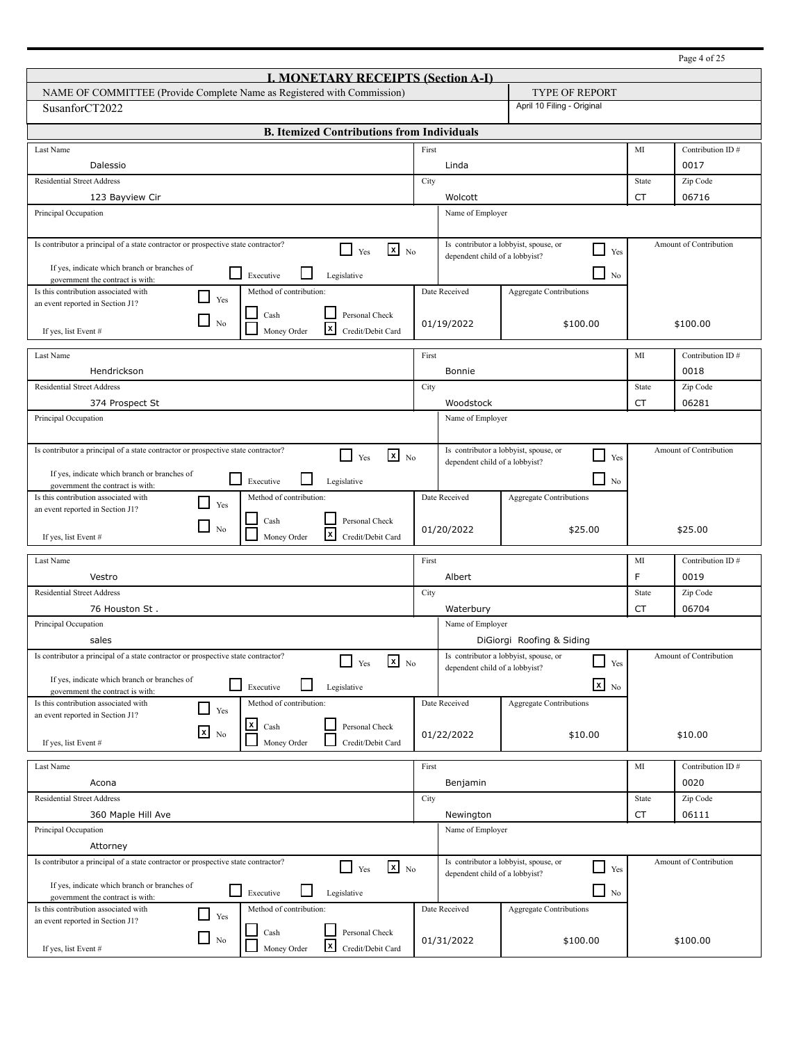# I. MONETARY RECEIPTS (Section A-I)

| NAME OF COMMITTEE (Provide Complete Name as Registered with Commission) | TYPE OF REPORT |
|---|---|
| SusanforCT2022 | April 10 Filing - Original |

## B. Itemized Contributions from Individuals

| Field | Value |
|---|---|
| Last Name | Dalessio |
| First | Linda |
| MI | |
| Contribution ID # | 0017 |
| Residential Street Address | 123 Bayview Cir |
| City | Wolcott |
| State | CT |
| Zip Code | 06716 |
| Principal Occupation | |
| Name of Employer | |
| Is contributor a principal of a state contractor or prospective state contractor? | [ ] Yes [x] No |
| If yes, indicate which branch or branches of government the contract is with: | [ ] Executive [ ] Legislative |
| Is contributor a lobbyist, spouse, or dependent child of a lobbyist? | [ ] Yes [ ] No |
| Is this contribution associated with an event reported in Section J1? | [ ] Yes [ ] No |
| If yes, list Event # | |
| Method of contribution: | [ ] Cash [ ] Personal Check [ ] Money Order [x] Credit/Debit Card |
| Date Received | 01/19/2022 |
| Aggregate Contributions | $100.00 |
| Amount of Contribution | $100.00 |

| Field | Value |
|---|---|
| Last Name | Hendrickson |
| First | Bonnie |
| MI | |
| Contribution ID # | 0018 |
| Residential Street Address | 374 Prospect St |
| City | Woodstock |
| State | CT |
| Zip Code | 06281 |
| Principal Occupation | |
| Name of Employer | |
| Is contributor a principal of a state contractor or prospective state contractor? | [ ] Yes [x] No |
| If yes, indicate which branch or branches of government the contract is with: | [ ] Executive [ ] Legislative |
| Is contributor a lobbyist, spouse, or dependent child of a lobbyist? | [ ] Yes [ ] No |
| Is this contribution associated with an event reported in Section J1? | [ ] Yes [ ] No |
| If yes, list Event # | |
| Method of contribution: | [ ] Cash [ ] Personal Check [ ] Money Order [x] Credit/Debit Card |
| Date Received | 01/20/2022 |
| Aggregate Contributions | $25.00 |
| Amount of Contribution | $25.00 |

| Field | Value |
|---|---|
| Last Name | Vestro |
| First | Albert |
| MI | F |
| Contribution ID # | 0019 |
| Residential Street Address | 76 Houston St . |
| City | Waterbury |
| State | CT |
| Zip Code | 06704 |
| Principal Occupation | sales |
| Name of Employer | DiGiorgi Roofing & Siding |
| Is contributor a principal of a state contractor or prospective state contractor? | [ ] Yes [x] No |
| If yes, indicate which branch or branches of government the contract is with: | [ ] Executive [ ] Legislative |
| Is contributor a lobbyist, spouse, or dependent child of a lobbyist? | [ ] Yes [x] No |
| Is this contribution associated with an event reported in Section J1? | [ ] Yes [x] No |
| If yes, list Event # | |
| Method of contribution: | [x] Cash [ ] Personal Check [ ] Money Order [ ] Credit/Debit Card |
| Date Received | 01/22/2022 |
| Aggregate Contributions | $10.00 |
| Amount of Contribution | $10.00 |

| Field | Value |
|---|---|
| Last Name | Acona |
| First | Benjamin |
| MI | |
| Contribution ID # | 0020 |
| Residential Street Address | 360 Maple Hill Ave |
| City | Newington |
| State | CT |
| Zip Code | 06111 |
| Principal Occupation | Attorney |
| Name of Employer | |
| Is contributor a principal of a state contractor or prospective state contractor? | [ ] Yes [x] No |
| If yes, indicate which branch or branches of government the contract is with: | [ ] Executive [ ] Legislative |
| Is contributor a lobbyist, spouse, or dependent child of a lobbyist? | [ ] Yes [ ] No |
| Is this contribution associated with an event reported in Section J1? | [ ] Yes [ ] No |
| If yes, list Event # | |
| Method of contribution: | [ ] Cash [ ] Personal Check [ ] Money Order [x] Credit/Debit Card |
| Date Received | 01/31/2022 |
| Aggregate Contributions | $100.00 |
| Amount of Contribution | $100.00 |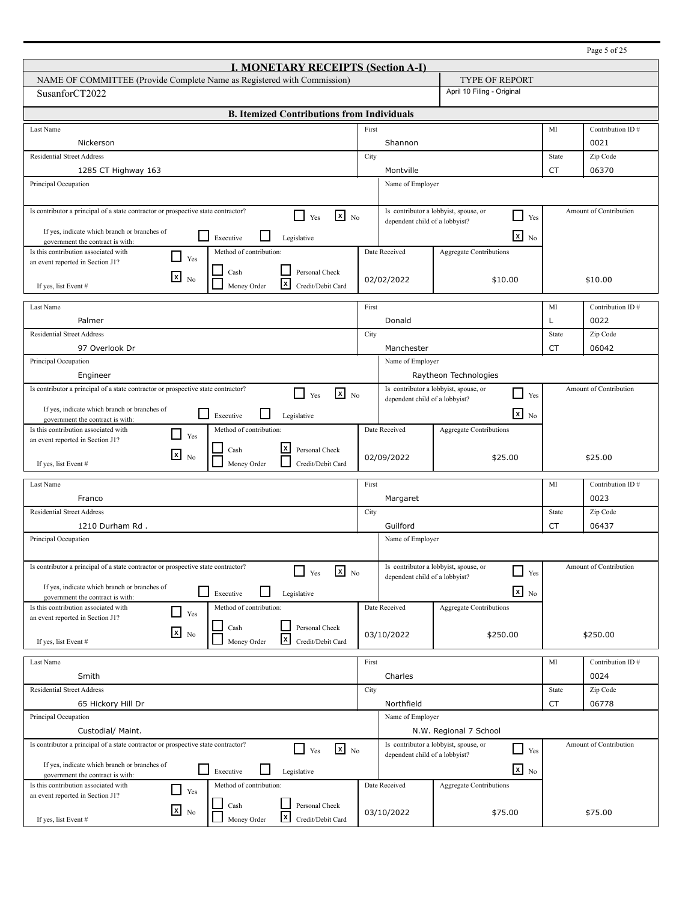## I. MONETARY RECEIPTS (Section A-I)

| NAME OF COMMITTEE (Provide Complete Name as Registered with Commission) | TYPE OF REPORT |
|---|---|
| SusanforCT2022 | April 10 Filing - Original |

### B. Itemized Contributions from Individuals

| Field | Value |
|---|---|
| Last Name | Nickerson |
| First | Shannon |
| MI | |
| Contribution ID # | 0021 |
| Residential Street Address | 1285 CT Highway 163 |
| City | Montville |
| State | CT |
| Zip Code | 06370 |
| Principal Occupation | |
| Name of Employer | |
| Is contributor a principal of a state contractor or prospective state contractor? | No |
| If yes, indicate which branch or branches of government the contract is with | |
| Is contributor a lobbyist, spouse, or dependent child of a lobbyist? | No |
| Is this contribution associated with an event reported in Section J1? | No |
| If yes, list Event # | |
| Method of contribution | Credit/Debit Card |
| Date Received | 02/02/2022 |
| Aggregate Contributions | $10.00 |
| Amount of Contribution | $10.00 |

| Field | Value |
|---|---|
| Last Name | Palmer |
| First | Donald |
| MI | L |
| Contribution ID # | 0022 |
| Residential Street Address | 97 Overlook Dr |
| City | Manchester |
| State | CT |
| Zip Code | 06042 |
| Principal Occupation | Engineer |
| Name of Employer | Raytheon Technologies |
| Is contributor a principal of a state contractor or prospective state contractor? | No |
| If yes, indicate which branch or branches of government the contract is with | |
| Is contributor a lobbyist, spouse, or dependent child of a lobbyist? | No |
| Is this contribution associated with an event reported in Section J1? | No |
| If yes, list Event # | |
| Method of contribution | Personal Check |
| Date Received | 02/09/2022 |
| Aggregate Contributions | $25.00 |
| Amount of Contribution | $25.00 |

| Field | Value |
|---|---|
| Last Name | Franco |
| First | Margaret |
| MI | |
| Contribution ID # | 0023 |
| Residential Street Address | 1210 Durham Rd . |
| City | Guilford |
| State | CT |
| Zip Code | 06437 |
| Principal Occupation | |
| Name of Employer | |
| Is contributor a principal of a state contractor or prospective state contractor? | No |
| If yes, indicate which branch or branches of government the contract is with | |
| Is contributor a lobbyist, spouse, or dependent child of a lobbyist? | No |
| Is this contribution associated with an event reported in Section J1? | No |
| If yes, list Event # | |
| Method of contribution | Credit/Debit Card |
| Date Received | 03/10/2022 |
| Aggregate Contributions | $250.00 |
| Amount of Contribution | $250.00 |

| Field | Value |
|---|---|
| Last Name | Smith |
| First | Charles |
| MI | |
| Contribution ID # | 0024 |
| Residential Street Address | 65 Hickory Hill Dr |
| City | Northfield |
| State | CT |
| Zip Code | 06778 |
| Principal Occupation | Custodial/ Maint. |
| Name of Employer | N.W. Regional 7 School |
| Is contributor a principal of a state contractor or prospective state contractor? | No |
| If yes, indicate which branch or branches of government the contract is with | |
| Is contributor a lobbyist, spouse, or dependent child of a lobbyist? | No |
| Is this contribution associated with an event reported in Section J1? | No |
| If yes, list Event # | |
| Method of contribution | Credit/Debit Card |
| Date Received | 03/10/2022 |
| Aggregate Contributions | $75.00 |
| Amount of Contribution | $75.00 |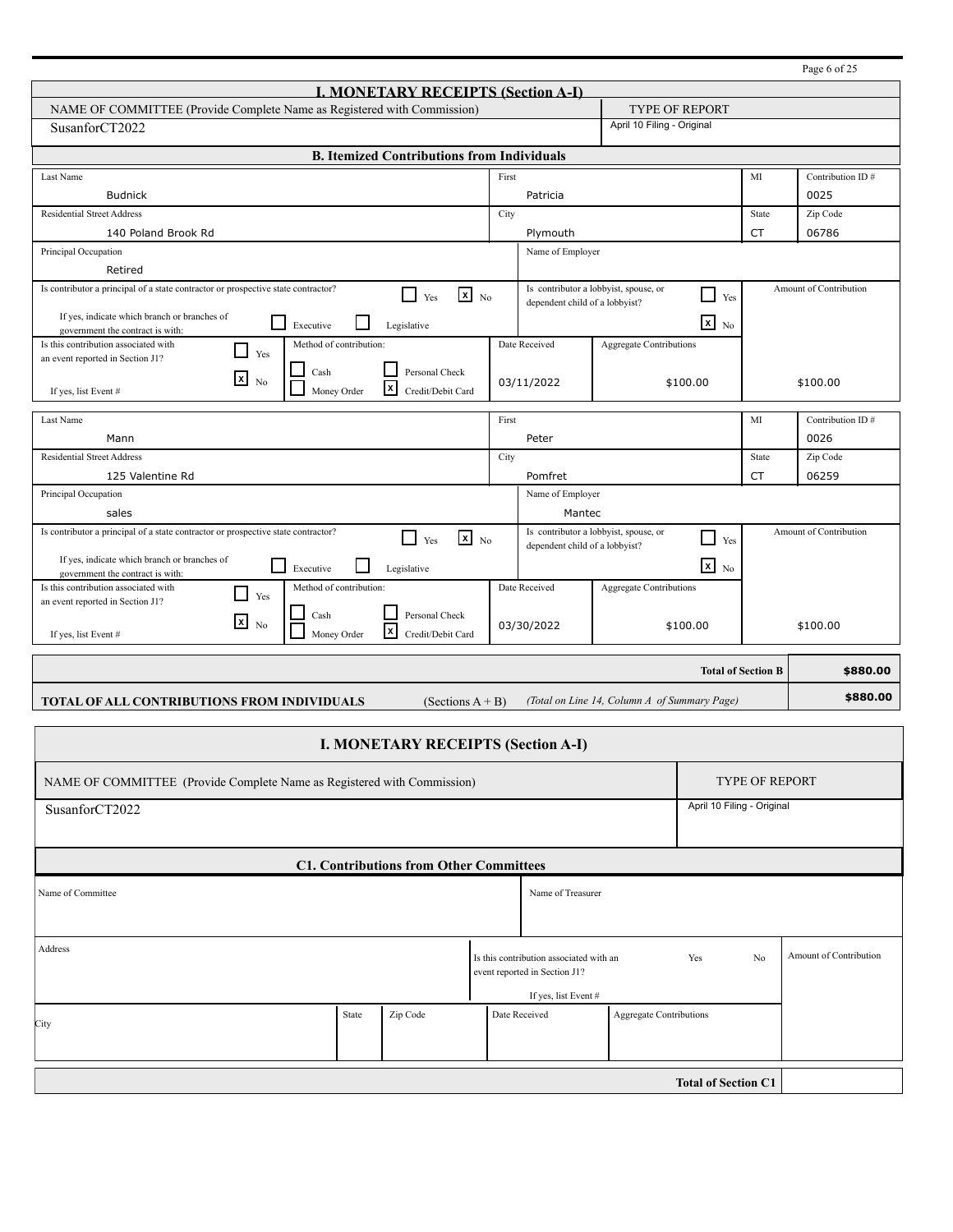## I. MONETARY RECEIPTS (Section A-I)

| NAME OF COMMITTEE (Provide Complete Name as Registered with Commission) | TYPE OF REPORT |
|---|---|
| SusanforCT2022 | April 10 Filing - Original |

### B. Itemized Contributions from Individuals

| Last Name | First | MI | Contribution ID # |
|---|---|---|---|
| Budnick | Patricia | | 0025 |
| **Residential Street Address** | **City** | **State** | **Zip Code** |
| 140 Poland Brook Rd | Plymouth | CT | 06786 |

- Principal Occupation: Retired
- Name of Employer:
- Is contributor a principal of a state contractor or prospective state contractor? [ ] Yes [x] No
- If yes, indicate which branch or branches of government the contract is with: [ ] Executive [ ] Legislative
- Is contributor a lobbyist, spouse, or dependent child of a lobbyist? [ ] Yes [x] No
- Is this contribution associated with an event reported in Section J1? [ ] Yes [x] No
- If yes, list Event #:
- Method of contribution: [ ] Cash [ ] Personal Check [ ] Money Order [x] Credit/Debit Card
- Date Received: 03/11/2022
- Aggregate Contributions: $100.00
- Amount of Contribution: $100.00

| Last Name | First | MI | Contribution ID # |
|---|---|---|---|
| Mann | Peter | | 0026 |
| **Residential Street Address** | **City** | **State** | **Zip Code** |
| 125 Valentine Rd | Pomfret | CT | 06259 |

- Principal Occupation: sales
- Name of Employer: Mantec
- Is contributor a principal of a state contractor or prospective state contractor? [ ] Yes [x] No
- If yes, indicate which branch or branches of government the contract is with: [ ] Executive [ ] Legislative
- Is contributor a lobbyist, spouse, or dependent child of a lobbyist? [ ] Yes [x] No
- Is this contribution associated with an event reported in Section J1? [ ] Yes [x] No
- If yes, list Event #:
- Method of contribution: [ ] Cash [ ] Personal Check [ ] Money Order [x] Credit/Debit Card
- Date Received: 03/30/2022
- Aggregate Contributions: $100.00
- Amount of Contribution: $100.00

| | |
|---|---|
| **Total of Section B** | **$880.00** |
| **TOTAL OF ALL CONTRIBUTIONS FROM INDIVIDUALS** (Sections A + B) *(Total on Line 14, Column A of Summary Page)* | **$880.00** |

## I. MONETARY RECEIPTS (Section A-I)

| NAME OF COMMITTEE (Provide Complete Name as Registered with Commission) | TYPE OF REPORT |
|---|---|
| SusanforCT2022 | April 10 Filing - Original |

### C1. Contributions from Other Committees

| Name of Committee | | | Name of Treasurer | | |
|---|---|---|---|---|---|
| | | | | | |
| **Address** | | | Is this contribution associated with an event reported in Section J1? Yes No<br>If yes, list Event # | | **Amount of Contribution** |
| **City** | **State** | **Zip Code** | **Date Received** | **Aggregate Contributions** | |
| | | | | | |

| | |
|---|---|
| **Total of Section C1** | |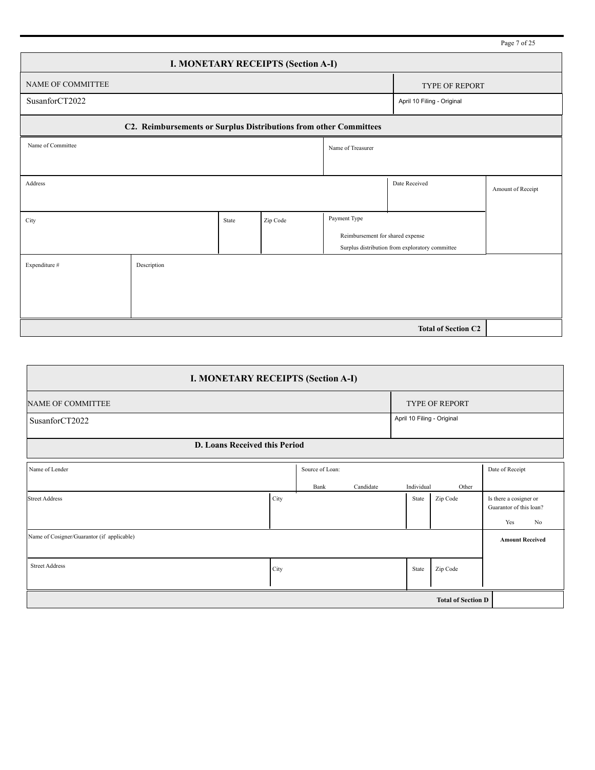## I. MONETARY RECEIPTS (Section A-I)

| NAME OF COMMITTEE | TYPE OF REPORT |
|---|---|
| SusanforCT2022 | April 10 Filing - Original |

### C2. Reimbursements or Surplus Distributions from other Committees

| Name of Committee | | | | Name of Treasurer | |
|---|---|---|---|---|---|
| Address | | | | Date Received | Amount of Receipt |
| City | | State | Zip Code | Payment Type<br>Reimbursement for shared expense<br>Surplus distribution from exploratory committee | |
| Expenditure # | Description | | | | |
| | | | | **Total of Section C2** | |

## I. MONETARY RECEIPTS (Section A-I)

| NAME OF COMMITTEE | TYPE OF REPORT |
|---|---|
| SusanforCT2022 | April 10 Filing - Original |

### D. Loans Received this Period

| Name of Lender | | Source of Loan:<br>Bank Candidate Individual Other | | | Date of Receipt |
|---|---|---|---|---|---|
| Street Address | City | | State | Zip Code | Is there a cosigner or Guarantor of this loan?<br>Yes No |
| Name of Cosigner/Guarantor (if applicable) | | | | | **Amount Received** |
| Street Address | City | | State | Zip Code | |
| | | | | **Total of Section D** | |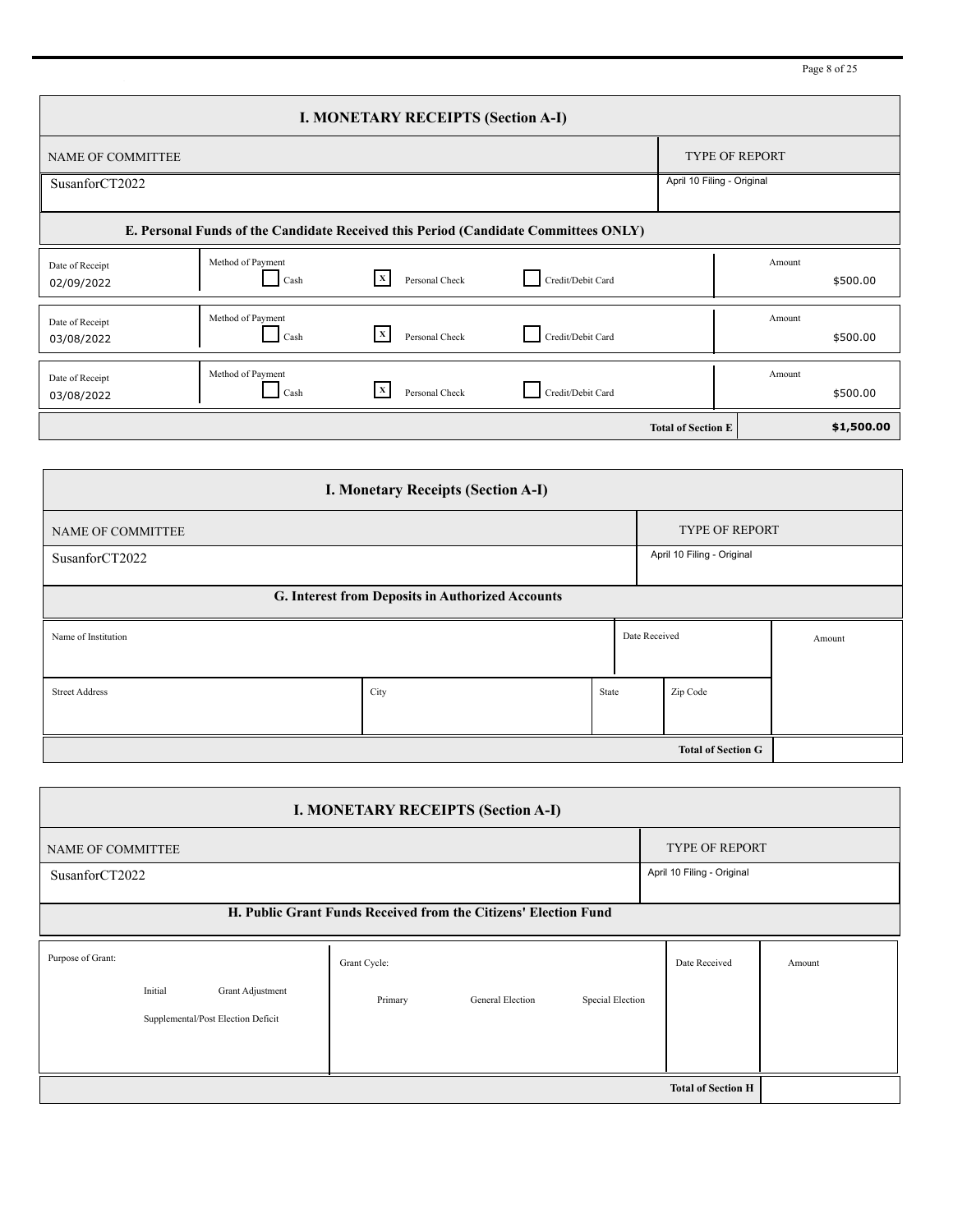## I. MONETARY RECEIPTS (Section A-I)

| NAME OF COMMITTEE | TYPE OF REPORT |
|---|---|
| SusanforCT2022 | April 10 Filing - Original |

### E. Personal Funds of the Candidate Received this Period (Candidate Committees ONLY)

| Date of Receipt | Method of Payment | Amount |
|---|---|---|
| 02/09/2022 | [ ] Cash [X] Personal Check [ ] Credit/Debit Card | $500.00 |
| 03/08/2022 | [ ] Cash [X] Personal Check [ ] Credit/Debit Card | $500.00 |
| 03/08/2022 | [ ] Cash [X] Personal Check [ ] Credit/Debit Card | $500.00 |
| | **Total of Section E** | **$1,500.00** |

## I. Monetary Receipts (Section A-I)

| NAME OF COMMITTEE | TYPE OF REPORT |
|---|---|
| SusanforCT2022 | April 10 Filing - Original |

### G. Interest from Deposits in Authorized Accounts

| Name of Institution | | | Date Received | Amount |
|---|---|---|---|---|
| **Street Address** | **City** | **State** | **Zip Code** | |
| | | | | |
| | | | **Total of Section G** | |

## I. MONETARY RECEIPTS (Section A-I)

| NAME OF COMMITTEE | TYPE OF REPORT |
|---|---|
| SusanforCT2022 | April 10 Filing - Original |

### H. Public Grant Funds Received from the Citizens' Election Fund

| Purpose of Grant: | Grant Cycle: | Date Received | Amount |
|---|---|---|---|
| Initial Grant Adjustment Supplemental/Post Election Deficit | Primary General Election Special Election | | |
| | | **Total of Section H** | |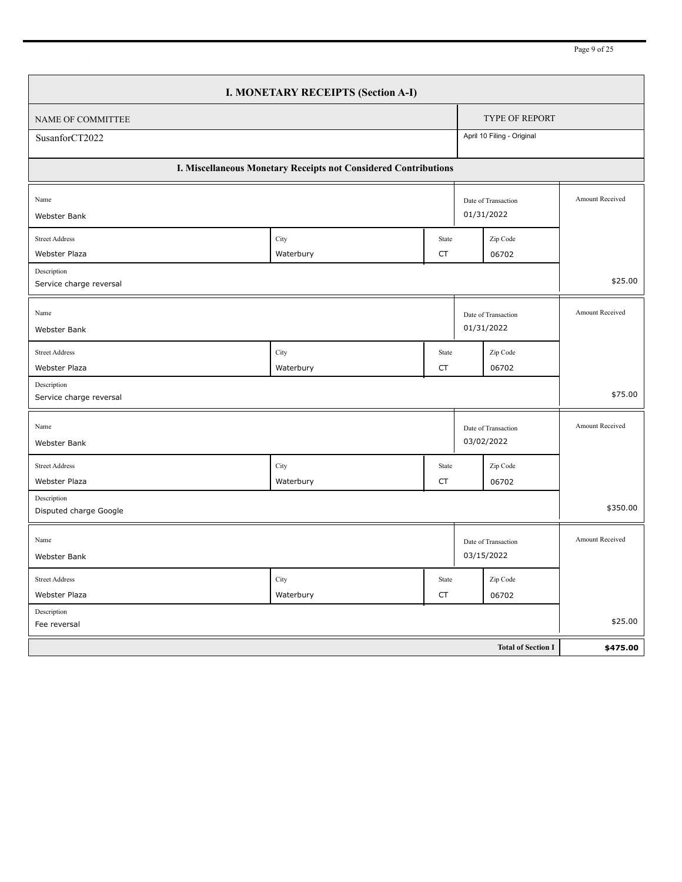# I. MONETARY RECEIPTS (Section A-I)

| NAME OF COMMITTEE | TYPE OF REPORT |
|---|---|
| SusanforCT2022 | April 10 Filing - Original |

## I. Miscellaneous Monetary Receipts not Considered Contributions

| Name | Street Address | City | State | Zip Code | Date of Transaction | Description | Amount Received |
|---|---|---|---|---|---|---|---|
| Webster Bank | Webster Plaza | Waterbury | CT | 06702 | 01/31/2022 | Service charge reversal | $25.00 |
| Webster Bank | Webster Plaza | Waterbury | CT | 06702 | 01/31/2022 | Service charge reversal | $75.00 |
| Webster Bank | Webster Plaza | Waterbury | CT | 06702 | 03/02/2022 | Disputed charge Google | $350.00 |
| Webster Bank | Webster Plaza | Waterbury | CT | 06702 | 03/15/2022 | Fee reversal | $25.00 |
| | | | | | | **Total of Section I** | **$475.00** |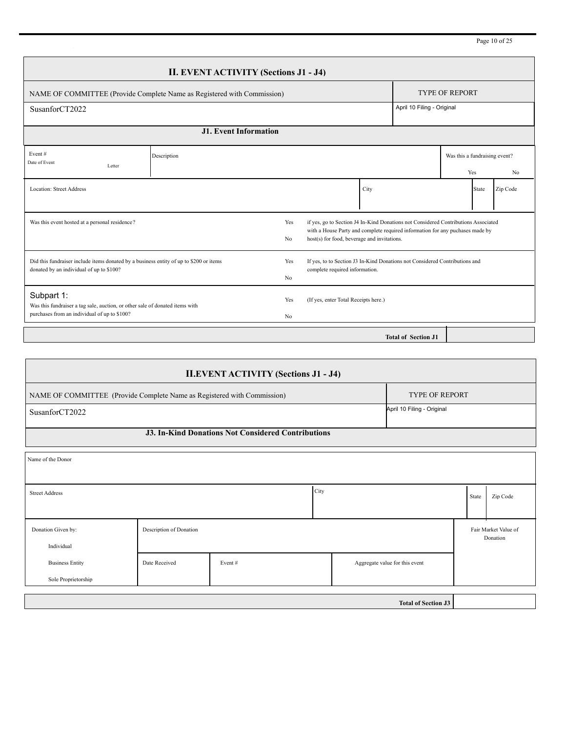## II. EVENT ACTIVITY (Sections J1 - J4)

| NAME OF COMMITTEE (Provide Complete Name as Registered with Commission) | TYPE OF REPORT |
|---|---|
| SusanforCT2022 | April 10 Filing - Original |

### J1. Event Information

| Event # Date of Event Letter | Description | Was this a fundraising event? Yes No |
|---|---|---|
| | | |

| Location: Street Address | City | State | Zip Code |
|---|---|---|---|
| | | | |

| | | |
|---|---|---|
| Was this event hosted at a personal residence? | Yes No | if yes, go to Section J4 In-Kind Donations not Considered Contributions Associated with a House Party and complete required information for any puchases made by host(s) for food, beverage and invitations. |
| Did this fundraiser include items donated by a business entity of up to $200 or items donated by an individual of up to $100? | Yes No | If yes, to to Section J3 In-Kind Donations not Considered Contributions and complete required information. |
| Subpart 1: Was this fundraiser a tag sale, auction, or other sale of donated items with purchases from an individual of up to $100? | Yes No | (If yes, enter Total Receipts here.) |

**Total of Section J1**

## II.EVENT ACTIVITY (Sections J1 - J4)

| NAME OF COMMITTEE (Provide Complete Name as Registered with Commission) | TYPE OF REPORT |
|---|---|
| SusanforCT2022 | April 10 Filing - Original |

### J3. In-Kind Donations Not Considered Contributions

| Name of the Donor | | | |
|---|---|---|---|
| | | | |

| Street Address | City | State | Zip Code |
|---|---|---|---|
| | | | |

| Donation Given by: | Description of Donation | | | Fair Market Value of Donation |
|---|---|---|---|---|
| Individual | | | | |
| Business Entity | Date Received | Event # | Aggregate value for this event | |
| Sole Proprietorship | | | | |

**Total of Section J3**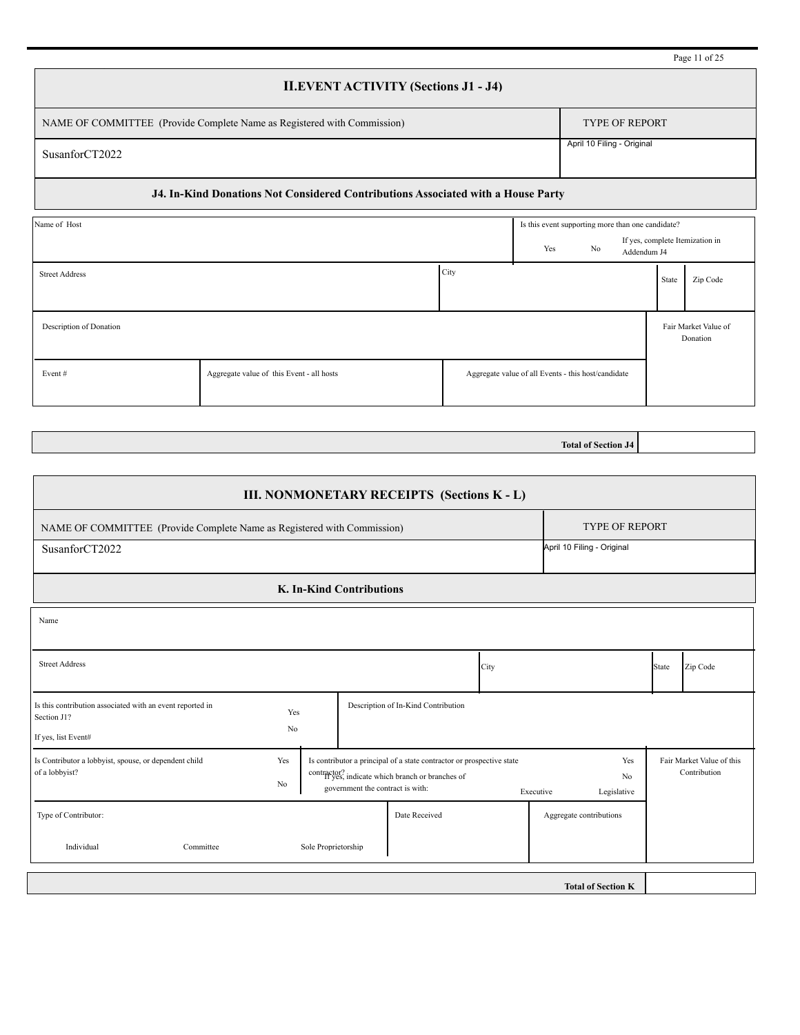## II.EVENT ACTIVITY (Sections J1 - J4)

| NAME OF COMMITTEE (Provide Complete Name as Registered with Commission) | TYPE OF REPORT |
|---|---|
| SusanforCT2022 | April 10 Filing - Original |

### J4. In-Kind Donations Not Considered Contributions Associated with a House Party

| Name of Host | | Is this event supporting more than one candidate? Yes No If yes, complete Itemization in Addendum J4 | | |
|---|---|---|---|---|
| Street Address | City | | State | Zip Code |
| Description of Donation | | | | Fair Market Value of Donation |
| Event # | Aggregate value of this Event - all hosts | Aggregate value of all Events - this host/candidate | | |

| Total of Section J4 | |
|---|---|

## III. NONMONETARY RECEIPTS (Sections K - L)

| NAME OF COMMITTEE (Provide Complete Name as Registered with Commission) | TYPE OF REPORT |
|---|---|
| SusanforCT2022 | April 10 Filing - Original |

### K. In-Kind Contributions

| Name | | | | |
|---|---|---|---|---|
| Street Address | | City | State | Zip Code |
| Is this contribution associated with an event reported in Section J1? Yes No If yes, list Event# | Description of In-Kind Contribution | | | |
| Is Contributor a lobbyist, spouse, or dependent child of a lobbyist? Yes No | Is contributor a principal of a state contractor or prospective state contractor? Yes No If yes, indicate which branch or branches of government the contract is with: Executive Legislative | | | Fair Market Value of this Contribution |
| Type of Contributor: Individual Committee Sole Proprietorship | Date Received | Aggregate contributions | | |

| Total of Section K | |
|---|---|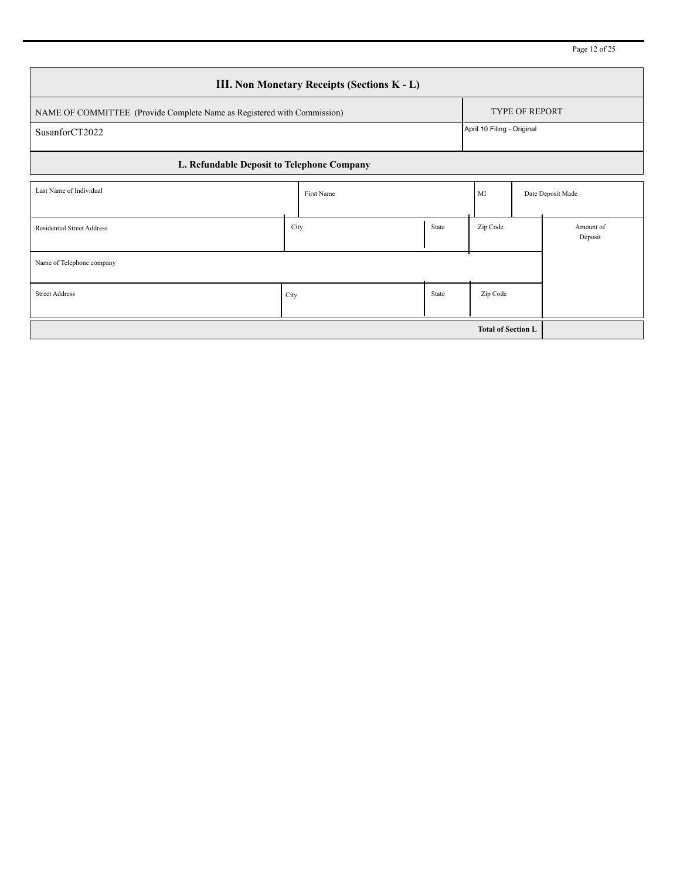## III. Non Monetary Receipts (Sections K - L)

| NAME OF COMMITTEE (Provide Complete Name as Registered with Commission) | TYPE OF REPORT |
|---|---|
| SusanforCT2022 | April 10 Filing - Original |

### L. Refundable Deposit to Telephone Company

| Last Name of Individual | First Name | | MI | Date Deposit Made |
|---|---|---|---|---|
| Residential Street Address | City | State | Zip Code | Amount of Deposit |
| Name of Telephone company | | | | |
| Street Address | City | State | Zip Code | |

| Total of Section L | |
|---|---|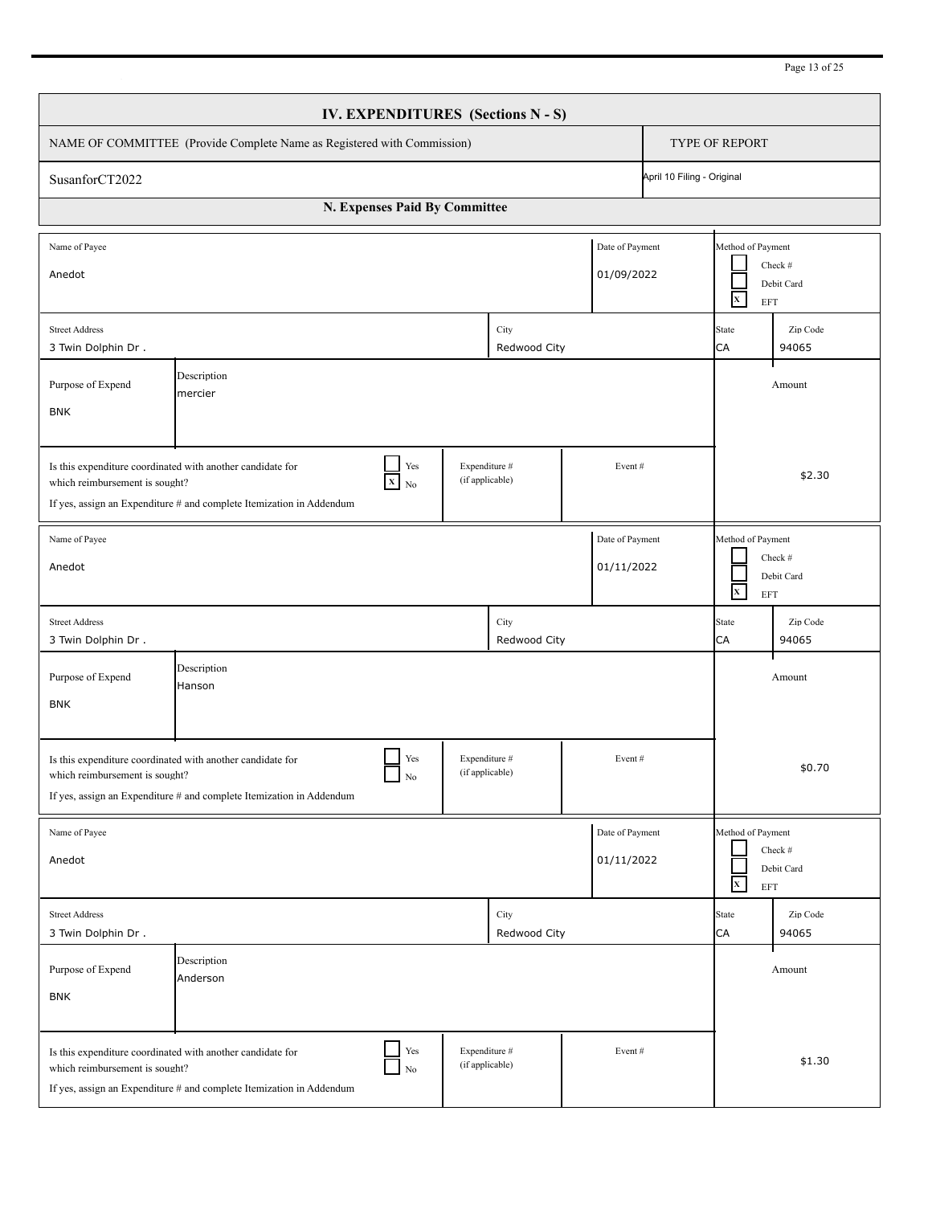## IV. EXPENDITURES (Sections N - S)

| NAME OF COMMITTEE (Provide Complete Name as Registered with Commission) | TYPE OF REPORT |
|---|---|
| SusanforCT2022 | April 10 Filing - Original |

### N. Expenses Paid By Committee

| Name of Payee | Date of Payment | Method of Payment |
|---|---|---|
| Anedot | 01/09/2022 | [ ] Check # [ ] Debit Card [X] EFT |

| Street Address | City | State | Zip Code |
|---|---|---|---|
| 3 Twin Dolphin Dr . | Redwood City | CA | 94065 |

| Purpose of Expend | Description | Amount |
|---|---|---|
| BNK | mercier | $2.30 |

Is this expenditure coordinated with another candidate for which reimbursement is sought? [ ] Yes [X] No
If yes, assign an Expenditure # and complete Itemization in Addendum

Expenditure # (if applicable):
Event #:

---

| Name of Payee | Date of Payment | Method of Payment |
|---|---|---|
| Anedot | 01/11/2022 | [ ] Check # [ ] Debit Card [X] EFT |

| Street Address | City | State | Zip Code |
|---|---|---|---|
| 3 Twin Dolphin Dr . | Redwood City | CA | 94065 |

| Purpose of Expend | Description | Amount |
|---|---|---|
| BNK | Hanson | $0.70 |

Is this expenditure coordinated with another candidate for which reimbursement is sought? [ ] Yes [ ] No
If yes, assign an Expenditure # and complete Itemization in Addendum

Expenditure # (if applicable):
Event #:

---

| Name of Payee | Date of Payment | Method of Payment |
|---|---|---|
| Anedot | 01/11/2022 | [ ] Check # [ ] Debit Card [X] EFT |

| Street Address | City | State | Zip Code |
|---|---|---|---|
| 3 Twin Dolphin Dr . | Redwood City | CA | 94065 |

| Purpose of Expend | Description | Amount |
|---|---|---|
| BNK | Anderson | $1.30 |

Is this expenditure coordinated with another candidate for which reimbursement is sought? [ ] Yes [ ] No
If yes, assign an Expenditure # and complete Itemization in Addendum

Expenditure # (if applicable):
Event #: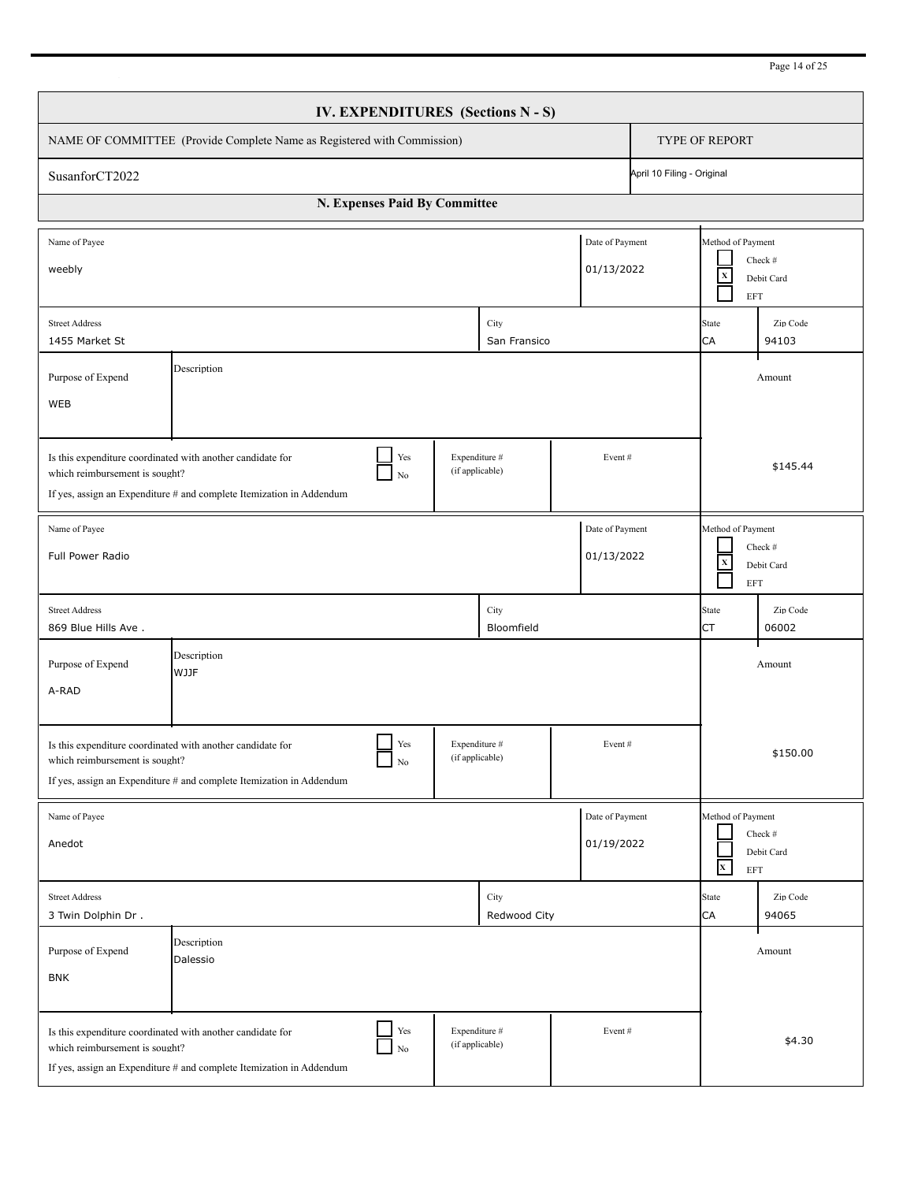# IV. EXPENDITURES (Sections N - S)

| NAME OF COMMITTEE (Provide Complete Name as Registered with Commission) | TYPE OF REPORT |
|---|---|
| SusanforCT2022 | April 10 Filing - Original |

## N. Expenses Paid By Committee

| Field | Value |
|---|---|
| Name of Payee | weebly |
| Date of Payment | 01/13/2022 |
| Method of Payment | [ ] Check # [X] Debit Card [ ] EFT |
| Street Address | 1455 Market St |
| City | San Fransico |
| State | CA |
| Zip Code | 94103 |
| Purpose of Expend | WEB |
| Description | |
| Is this expenditure coordinated with another candidate for which reimbursement is sought? If yes, assign an Expenditure # and complete Itemization in Addendum | [ ] Yes [ ] No |
| Expenditure # (if applicable) | |
| Event # | |
| Amount | $145.44 |

| Field | Value |
|---|---|
| Name of Payee | Full Power Radio |
| Date of Payment | 01/13/2022 |
| Method of Payment | [ ] Check # [X] Debit Card [ ] EFT |
| Street Address | 869 Blue Hills Ave . |
| City | Bloomfield |
| State | CT |
| Zip Code | 06002 |
| Purpose of Expend | A-RAD |
| Description | WJJF |
| Is this expenditure coordinated with another candidate for which reimbursement is sought? If yes, assign an Expenditure # and complete Itemization in Addendum | [ ] Yes [ ] No |
| Expenditure # (if applicable) | |
| Event # | |
| Amount | $150.00 |

| Field | Value |
|---|---|
| Name of Payee | Anedot |
| Date of Payment | 01/19/2022 |
| Method of Payment | [ ] Check # [ ] Debit Card [X] EFT |
| Street Address | 3 Twin Dolphin Dr . |
| City | Redwood City |
| State | CA |
| Zip Code | 94065 |
| Purpose of Expend | BNK |
| Description | Dalessio |
| Is this expenditure coordinated with another candidate for which reimbursement is sought? If yes, assign an Expenditure # and complete Itemization in Addendum | [ ] Yes [ ] No |
| Expenditure # (if applicable) | |
| Event # | |
| Amount | $4.30 |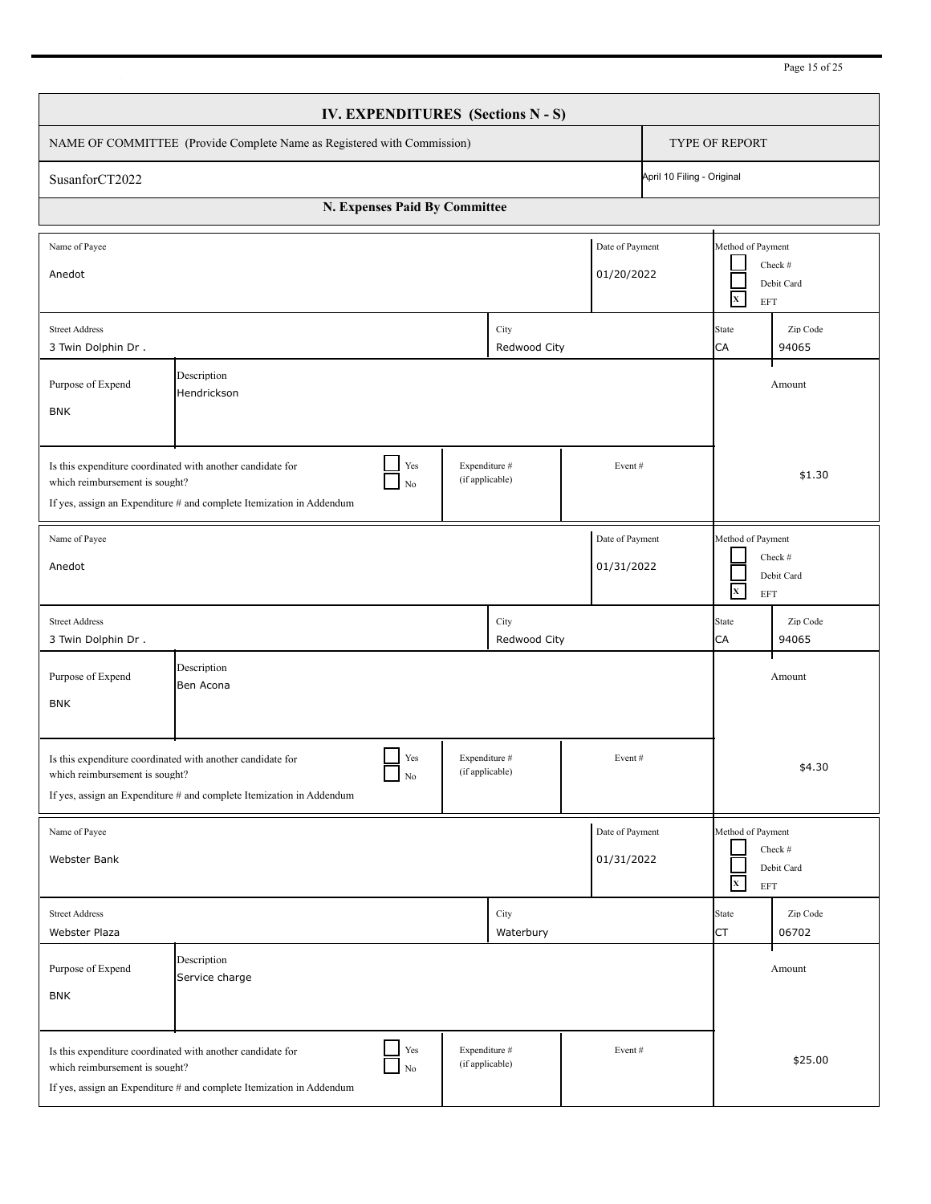## IV. EXPENDITURES (Sections N - S)

| NAME OF COMMITTEE (Provide Complete Name as Registered with Commission) | TYPE OF REPORT |
|---|---|
| SusanforCT2022 | April 10 Filing - Original |

### N. Expenses Paid By Committee

| Field | Value |
|---|---|
| Name of Payee | Anedot |
| Date of Payment | 01/20/2022 |
| Method of Payment | [ ] Check # [ ] Debit Card [X] EFT |
| Street Address | 3 Twin Dolphin Dr . |
| City | Redwood City |
| State | CA |
| Zip Code | 94065 |
| Purpose of Expend | BNK |
| Description | Hendrickson |
| Is this expenditure coordinated with another candidate for which reimbursement is sought? If yes, assign an Expenditure # and complete Itemization in Addendum | [ ] Yes [ ] No |
| Expenditure # (if applicable) | |
| Event # | |
| Amount | $1.30 |

| Field | Value |
|---|---|
| Name of Payee | Anedot |
| Date of Payment | 01/31/2022 |
| Method of Payment | [ ] Check # [ ] Debit Card [X] EFT |
| Street Address | 3 Twin Dolphin Dr . |
| City | Redwood City |
| State | CA |
| Zip Code | 94065 |
| Purpose of Expend | BNK |
| Description | Ben Acona |
| Is this expenditure coordinated with another candidate for which reimbursement is sought? If yes, assign an Expenditure # and complete Itemization in Addendum | [ ] Yes [ ] No |
| Expenditure # (if applicable) | |
| Event # | |
| Amount | $4.30 |

| Field | Value |
|---|---|
| Name of Payee | Webster Bank |
| Date of Payment | 01/31/2022 |
| Method of Payment | [ ] Check # [ ] Debit Card [X] EFT |
| Street Address | Webster Plaza |
| City | Waterbury |
| State | CT |
| Zip Code | 06702 |
| Purpose of Expend | BNK |
| Description | Service charge |
| Is this expenditure coordinated with another candidate for which reimbursement is sought? If yes, assign an Expenditure # and complete Itemization in Addendum | [ ] Yes [ ] No |
| Expenditure # (if applicable) | |
| Event # | |
| Amount | $25.00 |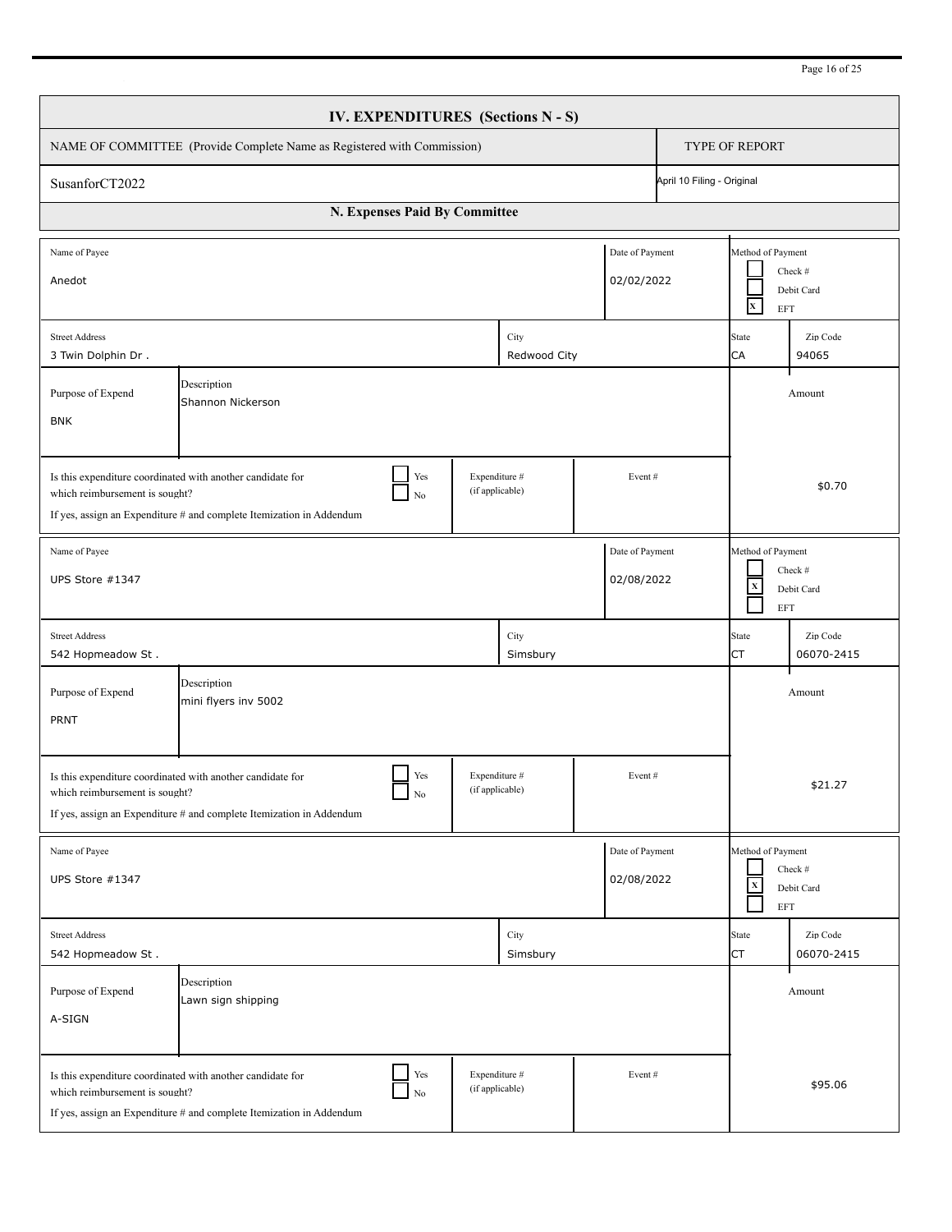## IV. EXPENDITURES (Sections N - S)

| NAME OF COMMITTEE (Provide Complete Name as Registered with Commission) | TYPE OF REPORT |
| --- | --- |
| SusanforCT2022 | April 10 Filing - Original |

### N. Expenses Paid By Committee

| Name of Payee | Date of Payment | Method of Payment |
| --- | --- | --- |
| Anedot | 02/02/2022 | [ ] Check # [ ] Debit Card [X] EFT |

| Street Address | City | State | Zip Code |
| --- | --- | --- | --- |
| 3 Twin Dolphin Dr . | Redwood City | CA | 94065 |

| Purpose of Expend | Description | Amount |
| --- | --- | --- |
| BNK | Shannon Nickerson | $0.70 |

Is this expenditure coordinated with another candidate for which reimbursement is sought? [ ] Yes [ ] No
If yes, assign an Expenditure # and complete Itemization in Addendum
Expenditure # (if applicable):
Event #:

---

| Name of Payee | Date of Payment | Method of Payment |
| --- | --- | --- |
| UPS Store #1347 | 02/08/2022 | [ ] Check # [X] Debit Card [ ] EFT |

| Street Address | City | State | Zip Code |
| --- | --- | --- | --- |
| 542 Hopmeadow St . | Simsbury | CT | 06070-2415 |

| Purpose of Expend | Description | Amount |
| --- | --- | --- |
| PRNT | mini flyers inv 5002 | $21.27 |

Is this expenditure coordinated with another candidate for which reimbursement is sought? [ ] Yes [ ] No
If yes, assign an Expenditure # and complete Itemization in Addendum
Expenditure # (if applicable):
Event #:

---

| Name of Payee | Date of Payment | Method of Payment |
| --- | --- | --- |
| UPS Store #1347 | 02/08/2022 | [ ] Check # [X] Debit Card [ ] EFT |

| Street Address | City | State | Zip Code |
| --- | --- | --- | --- |
| 542 Hopmeadow St . | Simsbury | CT | 06070-2415 |

| Purpose of Expend | Description | Amount |
| --- | --- | --- |
| A-SIGN | Lawn sign shipping | $95.06 |

Is this expenditure coordinated with another candidate for which reimbursement is sought? [ ] Yes [ ] No
If yes, assign an Expenditure # and complete Itemization in Addendum
Expenditure # (if applicable):
Event #: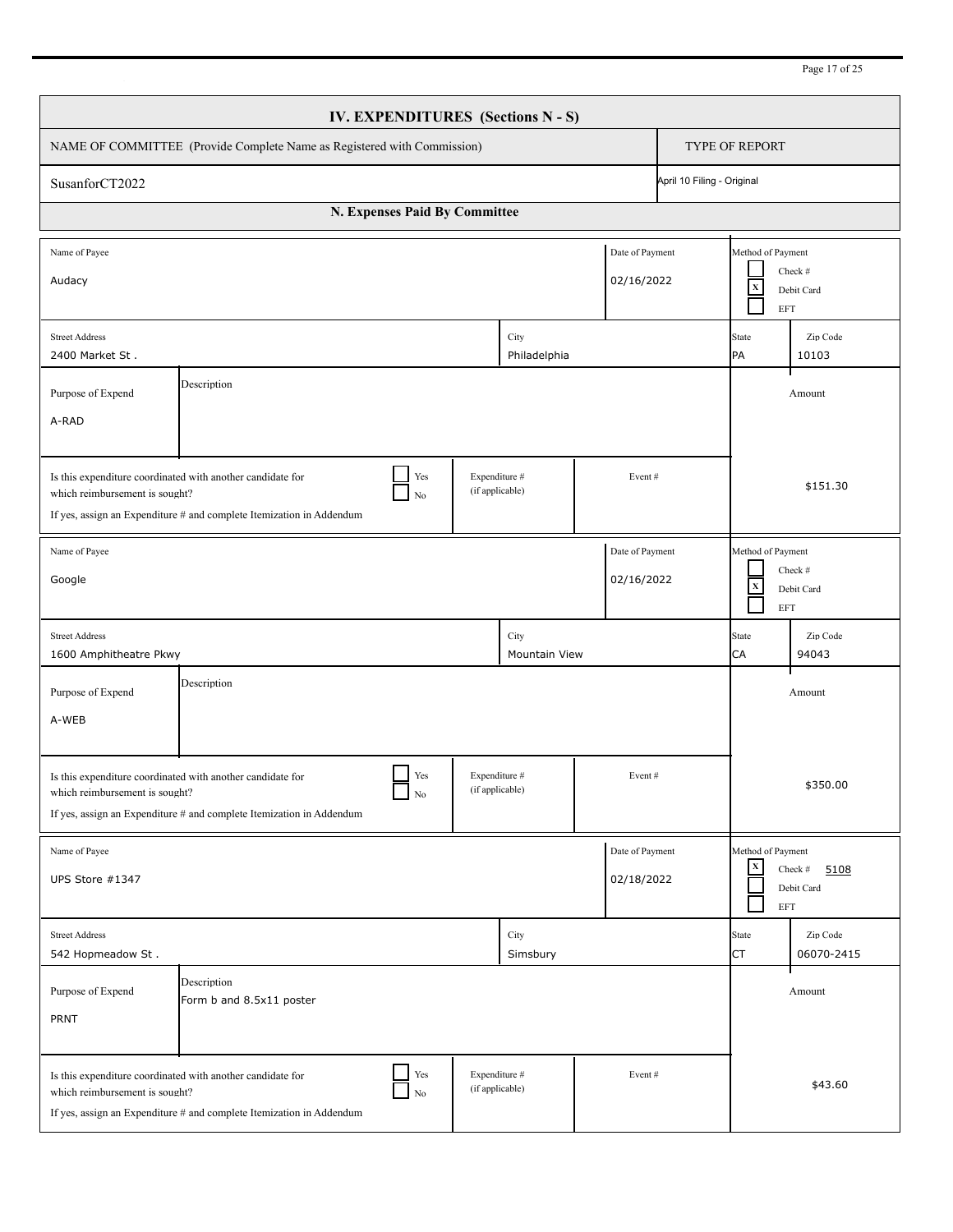# IV. EXPENDITURES (Sections N - S)

| NAME OF COMMITTEE (Provide Complete Name as Registered with Commission) | TYPE OF REPORT |
|---|---|
| SusanforCT2022 | April 10 Filing - Original |

## N. Expenses Paid By Committee

| Name of Payee | Date of Payment | Method of Payment |
|---|---|---|
| Audacy | 02/16/2022 | [ ] Check # <br> [x] Debit Card <br> [ ] EFT |

| Street Address | City | State | Zip Code |
|---|---|---|---|
| 2400 Market St . | Philadelphia | PA | 10103 |

| Purpose of Expend | Description | Amount |
|---|---|---|
| A-RAD | | $151.30 |

Is this expenditure coordinated with another candidate for which reimbursement is sought? [ ] Yes [ ] No
If yes, assign an Expenditure # and complete Itemization in Addendum
Expenditure # (if applicable): 
Event #: 

| Name of Payee | Date of Payment | Method of Payment |
|---|---|---|
| Google | 02/16/2022 | [ ] Check # <br> [x] Debit Card <br> [ ] EFT |

| Street Address | City | State | Zip Code |
|---|---|---|---|
| 1600 Amphitheatre Pkwy | Mountain View | CA | 94043 |

| Purpose of Expend | Description | Amount |
|---|---|---|
| A-WEB | | $350.00 |

Is this expenditure coordinated with another candidate for which reimbursement is sought? [ ] Yes [ ] No
If yes, assign an Expenditure # and complete Itemization in Addendum
Expenditure # (if applicable): 
Event #: 

| Name of Payee | Date of Payment | Method of Payment |
|---|---|---|
| UPS Store #1347 | 02/18/2022 | [x] Check # 5108 <br> [ ] Debit Card <br> [ ] EFT |

| Street Address | City | State | Zip Code |
|---|---|---|---|
| 542 Hopmeadow St . | Simsbury | CT | 06070-2415 |

| Purpose of Expend | Description | Amount |
|---|---|---|
| PRNT | Form b and 8.5x11 poster | $43.60 |

Is this expenditure coordinated with another candidate for which reimbursement is sought? [ ] Yes [ ] No
If yes, assign an Expenditure # and complete Itemization in Addendum
Expenditure # (if applicable): 
Event #: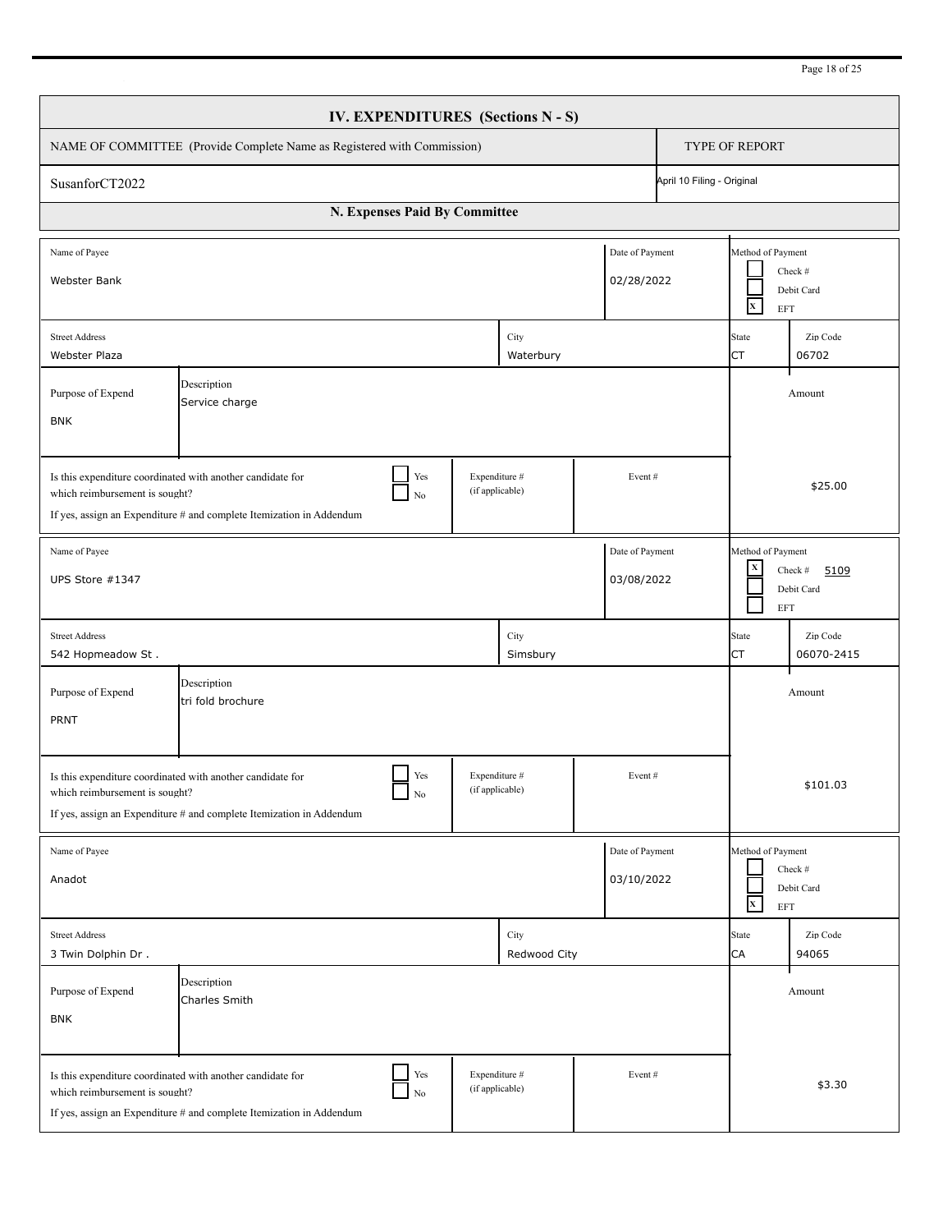# IV. EXPENDITURES (Sections N - S)

| NAME OF COMMITTEE (Provide Complete Name as Registered with Commission) | TYPE OF REPORT |
|---|---|
| SusanforCT2022 | April 10 Filing - Original |

## N. Expenses Paid By Committee

| Name of Payee | Date of Payment | Method of Payment |
|---|---|---|
| Webster Bank | 02/28/2022 | [ ] Check # [ ] Debit Card [X] EFT |

| Street Address | City | State | Zip Code |
|---|---|---|---|
| Webster Plaza | Waterbury | CT | 06702 |

| Purpose of Expend | Description | Amount |
|---|---|---|
| BNK | Service charge | $25.00 |

Is this expenditure coordinated with another candidate for which reimbursement is sought? [ ] Yes [ ] No
If yes, assign an Expenditure # and complete Itemization in Addendum
Expenditure # (if applicable):
Event #:

---

| Name of Payee | Date of Payment | Method of Payment |
|---|---|---|
| UPS Store #1347 | 03/08/2022 | [X] Check # 5109 [ ] Debit Card [ ] EFT |

| Street Address | City | State | Zip Code |
|---|---|---|---|
| 542 Hopmeadow St . | Simsbury | CT | 06070-2415 |

| Purpose of Expend | Description | Amount |
|---|---|---|
| PRNT | tri fold brochure | $101.03 |

Is this expenditure coordinated with another candidate for which reimbursement is sought? [ ] Yes [ ] No
If yes, assign an Expenditure # and complete Itemization in Addendum
Expenditure # (if applicable):
Event #:

---

| Name of Payee | Date of Payment | Method of Payment |
|---|---|---|
| Anadot | 03/10/2022 | [ ] Check # [ ] Debit Card [X] EFT |

| Street Address | City | State | Zip Code |
|---|---|---|---|
| 3 Twin Dolphin Dr . | Redwood City | CA | 94065 |

| Purpose of Expend | Description | Amount |
|---|---|---|
| BNK | Charles Smith | $3.30 |

Is this expenditure coordinated with another candidate for which reimbursement is sought? [ ] Yes [ ] No
If yes, assign an Expenditure # and complete Itemization in Addendum
Expenditure # (if applicable):
Event #: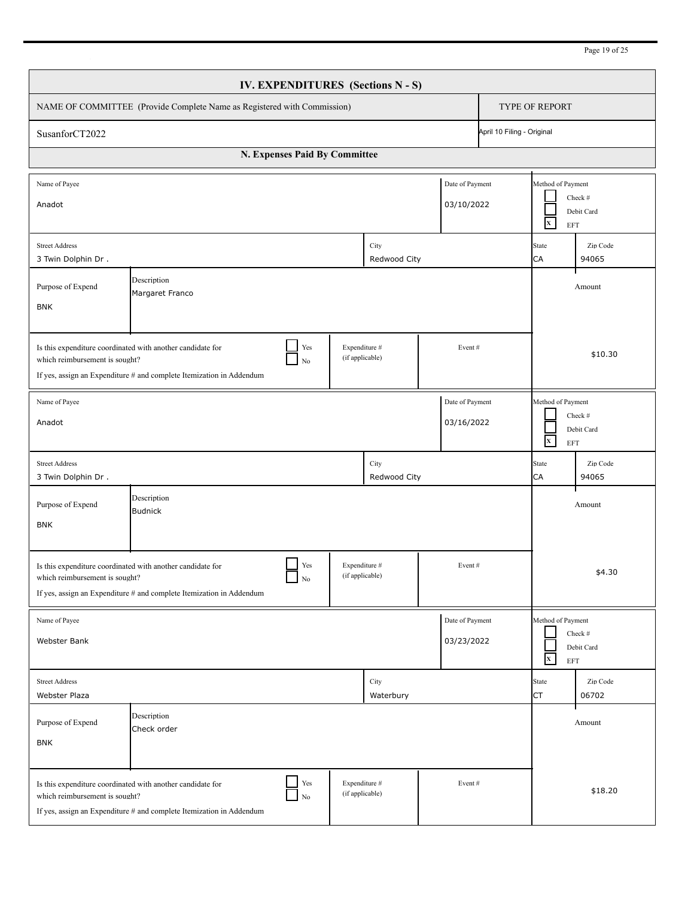# IV. EXPENDITURES (Sections N - S)

| NAME OF COMMITTEE (Provide Complete Name as Registered with Commission) | TYPE OF REPORT |
|---|---|
| SusanforCT2022 | April 10 Filing - Original |

## N. Expenses Paid By Committee

| Field | Value |
|---|---|
| Name of Payee | Anadot |
| Date of Payment | 03/10/2022 |
| Method of Payment | [ ] Check # [ ] Debit Card [X] EFT |
| Street Address | 3 Twin Dolphin Dr . |
| City | Redwood City |
| State | CA |
| Zip Code | 94065 |
| Purpose of Expend | BNK |
| Description | Margaret Franco |
| Is this expenditure coordinated with another candidate for which reimbursement is sought? If yes, assign an Expenditure # and complete Itemization in Addendum | [ ] Yes [ ] No |
| Expenditure # (if applicable) | |
| Event # | |
| Amount | $10.30 |

| Field | Value |
|---|---|
| Name of Payee | Anadot |
| Date of Payment | 03/16/2022 |
| Method of Payment | [ ] Check # [ ] Debit Card [X] EFT |
| Street Address | 3 Twin Dolphin Dr . |
| City | Redwood City |
| State | CA |
| Zip Code | 94065 |
| Purpose of Expend | BNK |
| Description | Budnick |
| Is this expenditure coordinated with another candidate for which reimbursement is sought? If yes, assign an Expenditure # and complete Itemization in Addendum | [ ] Yes [ ] No |
| Expenditure # (if applicable) | |
| Event # | |
| Amount | $4.30 |

| Field | Value |
|---|---|
| Name of Payee | Webster Bank |
| Date of Payment | 03/23/2022 |
| Method of Payment | [ ] Check # [ ] Debit Card [X] EFT |
| Street Address | Webster Plaza |
| City | Waterbury |
| State | CT |
| Zip Code | 06702 |
| Purpose of Expend | BNK |
| Description | Check order |
| Is this expenditure coordinated with another candidate for which reimbursement is sought? If yes, assign an Expenditure # and complete Itemization in Addendum | [ ] Yes [ ] No |
| Expenditure # (if applicable) | |
| Event # | |
| Amount | $18.20 |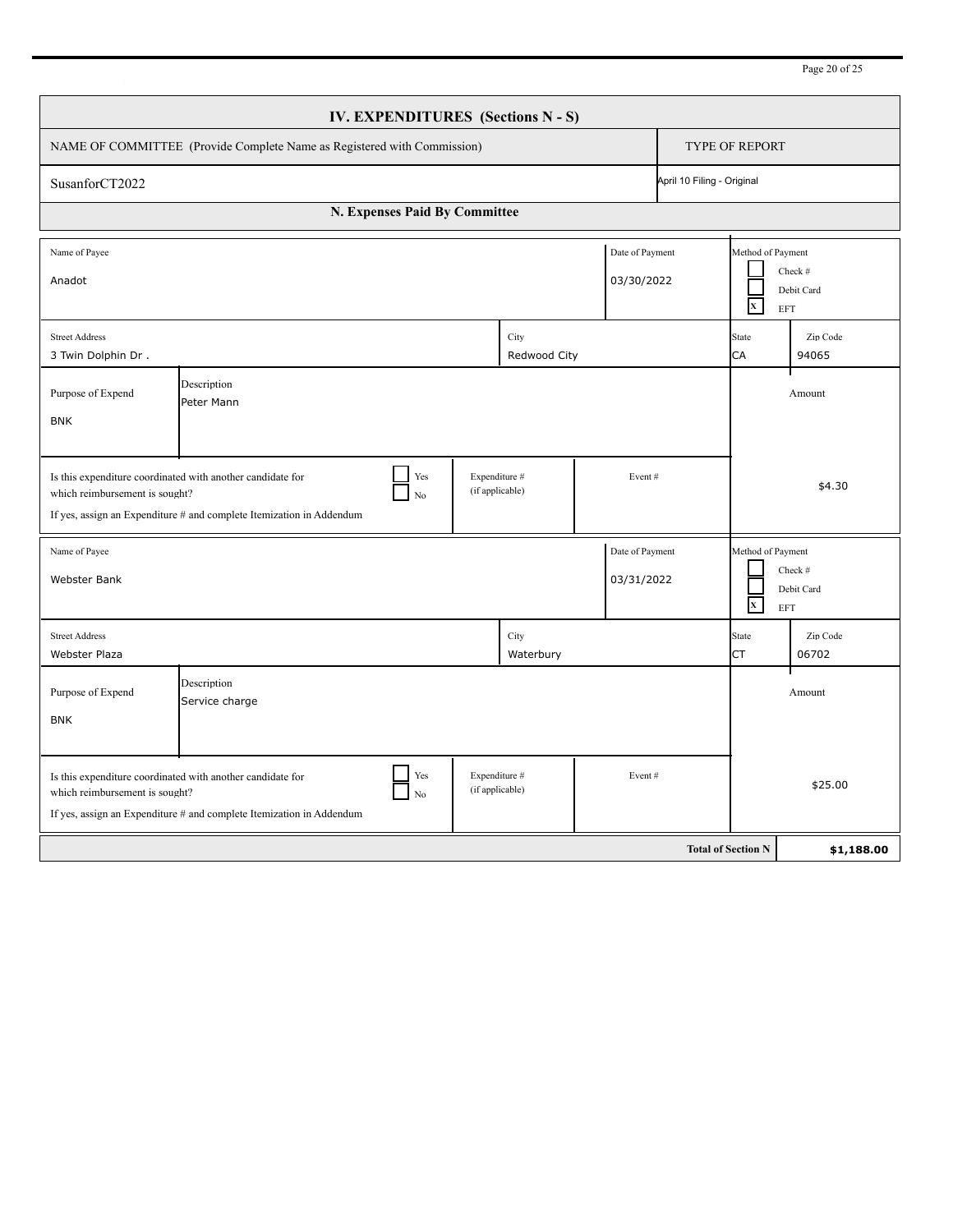## IV. EXPENDITURES (Sections N - S)

| NAME OF COMMITTEE (Provide Complete Name as Registered with Commission) | TYPE OF REPORT |
|---|---|
| SusanforCT2022 | April 10 Filing - Original |

### N. Expenses Paid By Committee

| Name of Payee | Date of Payment | Method of Payment |
|---|---|---|
| Anadot | 03/30/2022 | [ ] Check # [ ] Debit Card [X] EFT |

| Street Address | City | State | Zip Code |
|---|---|---|---|
| 3 Twin Dolphin Dr . | Redwood City | CA | 94065 |

| Purpose of Expend | Description | Amount |
|---|---|---|
| BNK | Peter Mann | |

| Is this expenditure coordinated with another candidate for which reimbursement is sought? If yes, assign an Expenditure # and complete Itemization in Addendum | Expenditure # (if applicable) | Event # | Amount |
|---|---|---|---|
| [ ] Yes [ ] No | | | $4.30 |

| Name of Payee | Date of Payment | Method of Payment |
|---|---|---|
| Webster Bank | 03/31/2022 | [ ] Check # [ ] Debit Card [X] EFT |

| Street Address | City | State | Zip Code |
|---|---|---|---|
| Webster Plaza | Waterbury | CT | 06702 |

| Purpose of Expend | Description | Amount |
|---|---|---|
| BNK | Service charge | |

| Is this expenditure coordinated with another candidate for which reimbursement is sought? If yes, assign an Expenditure # and complete Itemization in Addendum | Expenditure # (if applicable) | Event # | Amount |
|---|---|---|---|
| [ ] Yes [ ] No | | | $25.00 |

| Total of Section N | **$1,188.00** |
|---|---|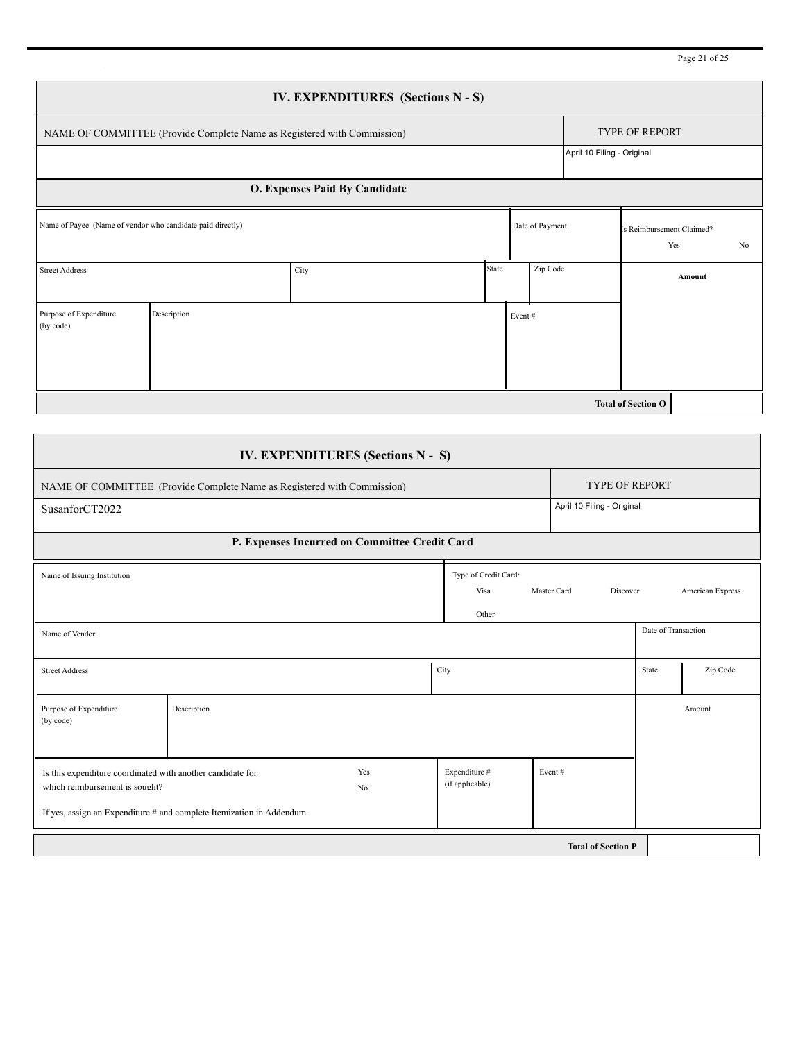## IV. EXPENDITURES (Sections N - S)

| NAME OF COMMITTEE (Provide Complete Name as Registered with Commission) | TYPE OF REPORT |
|---|---|
| | April 10 Filing - Original |

### O. Expenses Paid By Candidate

| Name of Payee (Name of vendor who candidate paid directly) | | | | Date of Payment | Is Reimbursement Claimed? Yes No |
|---|---|---|---|---|---|
| Street Address | City | State | Zip Code | | Amount |
| Purpose of Expenditure (by code) | Description | | | Event # | |

| Total of Section O | |
|---|---|

## IV. EXPENDITURES (Sections N - S)

| NAME OF COMMITTEE (Provide Complete Name as Registered with Commission) | TYPE OF REPORT |
|---|---|
| SusanforCT2022 | April 10 Filing - Original |

### P. Expenses Incurred on Committee Credit Card

| Name of Issuing Institution | | Type of Credit Card: Visa Master Card Discover American Express Other | | |
|---|---|---|---|---|
| Name of Vendor | | | | Date of Transaction |
| Street Address | | City | | State / Zip Code |
| Purpose of Expenditure (by code) | Description | | | Amount |
| Is this expenditure coordinated with another candidate for which reimbursement is sought? Yes No<br>If yes, assign an Expenditure # and complete Itemization in Addendum | | Expenditure # (if applicable) | Event # | |

| Total of Section P | |
|---|---|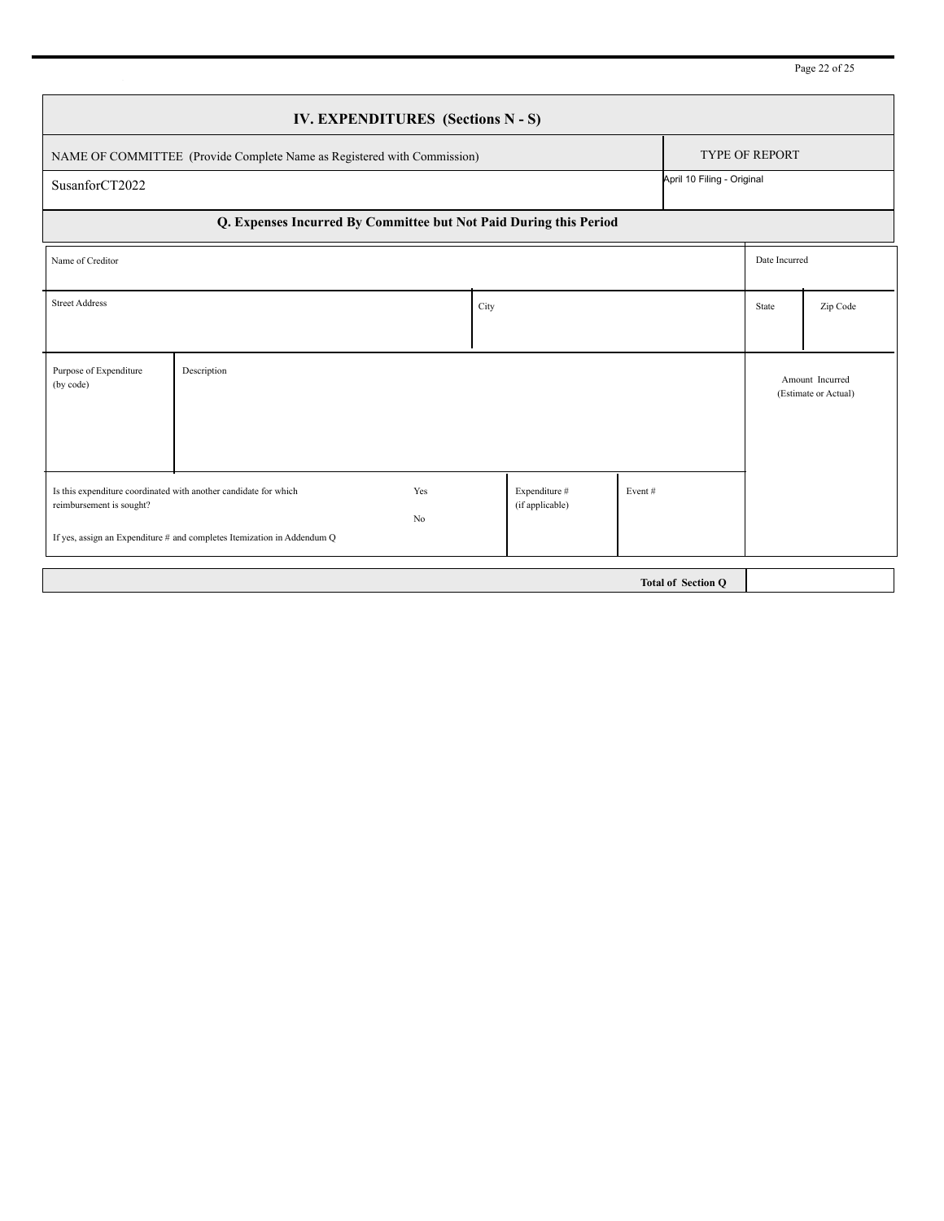# IV. EXPENDITURES (Sections N - S)

| NAME OF COMMITTEE (Provide Complete Name as Registered with Commission) | TYPE OF REPORT |
|---|---|
| SusanforCT2022 | April 10 Filing - Original |

## Q. Expenses Incurred By Committee but Not Paid During this Period

| Name of Creditor | | | | | Date Incurred | |
|---|---|---|---|---|---|---|
| Street Address | | City | | | State | Zip Code |
| Purpose of Expenditure (by code) | Description | | | | Amount Incurred (Estimate or Actual) | |
| Is this expenditure coordinated with another candidate for which reimbursement is sought? If yes, assign an Expenditure # and completes Itemization in Addendum Q | Yes / No | | Expenditure # (if applicable) | Event # | | |

| Total of Section Q | |
|---|---|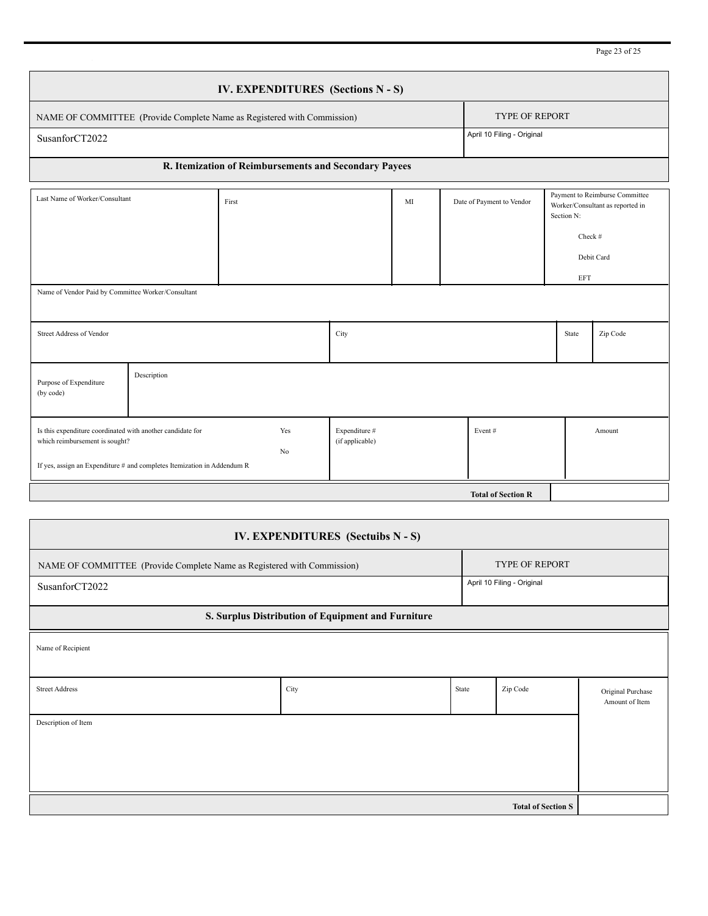## IV. EXPENDITURES (Sections N - S)

| NAME OF COMMITTEE (Provide Complete Name as Registered with Commission) | TYPE OF REPORT |
| --- | --- |
| SusanforCT2022 | April 10 Filing - Original |

### R. Itemization of Reimbursements and Secondary Payees

| Last Name of Worker/Consultant | First | MI | Date of Payment to Vendor | Payment to Reimburse Committee Worker/Consultant as reported in Section N: Check # Debit Card EFT |
| --- | --- | --- | --- | --- |
| | | | | |

| Name of Vendor Paid by Committee Worker/Consultant |
| --- |
| |

| Street Address of Vendor | City | State | Zip Code |
| --- | --- | --- | --- |
| | | | |

| Purpose of Expenditure (by code) | Description |
| --- | --- |
| | |

| Is this expenditure coordinated with another candidate for which reimbursement is sought? If yes, assign an Expenditure # and completes Itemization in Addendum R | Yes / No | Expenditure # (if applicable) | Event # | Amount |
| --- | --- | --- | --- | --- |
| | | | | |

| Total of Section R | |
| --- | --- |

## IV. EXPENDITURES (Sectuibs N - S)

| NAME OF COMMITTEE (Provide Complete Name as Registered with Commission) | TYPE OF REPORT |
| --- | --- |
| SusanforCT2022 | April 10 Filing - Original |

### S. Surplus Distribution of Equipment and Furniture

| Name of Recipient |
| --- |
| |

| Street Address | City | State | Zip Code | Original Purchase Amount of Item |
| --- | --- | --- | --- | --- |
| | | | | |

| Description of Item |
| --- |
| |

| Total of Section S | |
| --- | --- |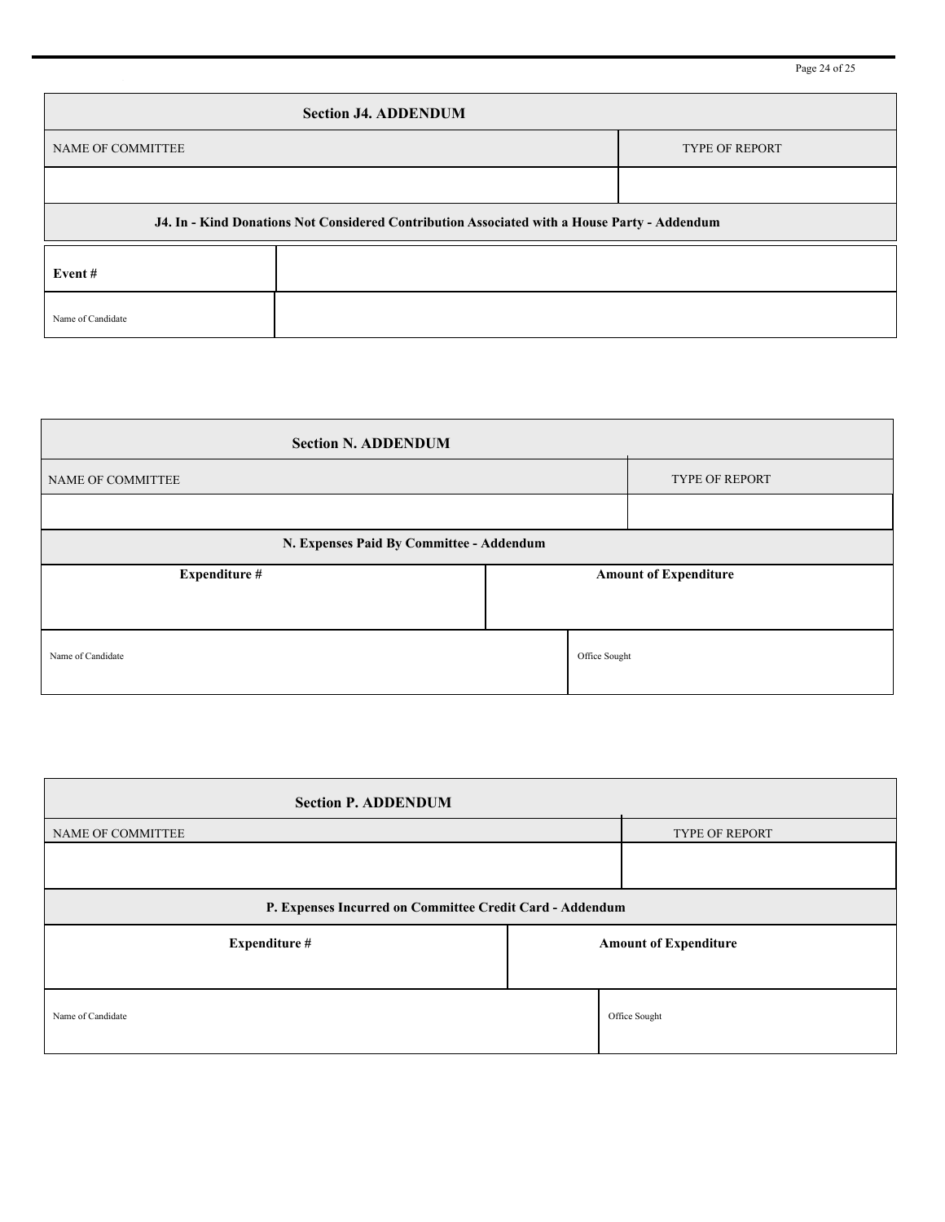## Section J4. ADDENDUM

| NAME OF COMMITTEE | TYPE OF REPORT |
| --- | --- |
| | |

**J4. In - Kind Donations Not Considered Contribution Associated with a House Party - Addendum**

| **Event #** | |
| --- | --- |
| Name of Candidate | |

## Section N. ADDENDUM

| NAME OF COMMITTEE | TYPE OF REPORT |
| --- | --- |
| | |

**N. Expenses Paid By Committee - Addendum**

| **Expenditure #** | **Amount of Expenditure** |
| --- | --- |
| | |
| Name of Candidate | Office Sought |

## Section P. ADDENDUM

| NAME OF COMMITTEE | TYPE OF REPORT |
| --- | --- |
| | |

**P. Expenses Incurred on Committee Credit Card - Addendum**

| **Expenditure #** | **Amount of Expenditure** |
| --- | --- |
| | |
| Name of Candidate | Office Sought |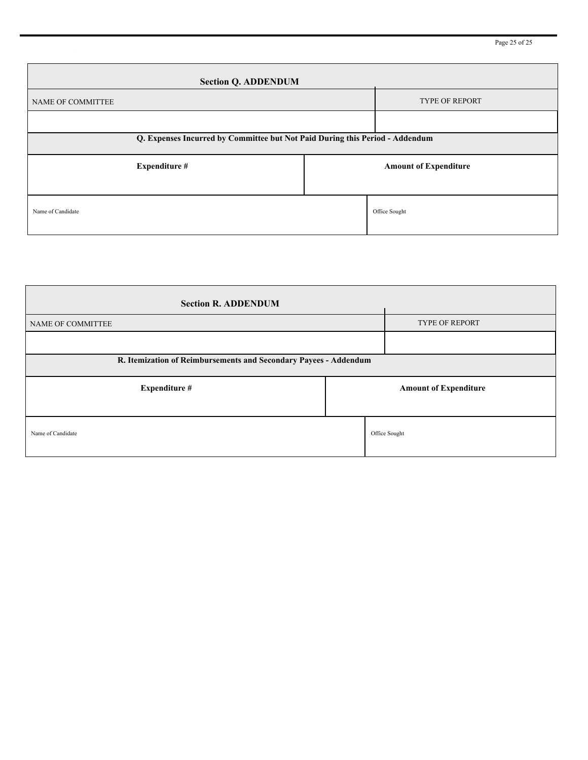## Section Q. ADDENDUM

| NAME OF COMMITTEE | TYPE OF REPORT |
|---|---|
| | |

**Q. Expenses Incurred by Committee but Not Paid During this Period - Addendum**

| Expenditure # | Amount of Expenditure |
|---|---|
| | |

| Name of Candidate | Office Sought |
|---|---|
| | |

## Section R. ADDENDUM

| NAME OF COMMITTEE | TYPE OF REPORT |
|---|---|
| | |

**R. Itemization of Reimbursements and Secondary Payees - Addendum**

| Expenditure # | Amount of Expenditure |
|---|---|
| | |

| Name of Candidate | Office Sought |
|---|---|
| | |